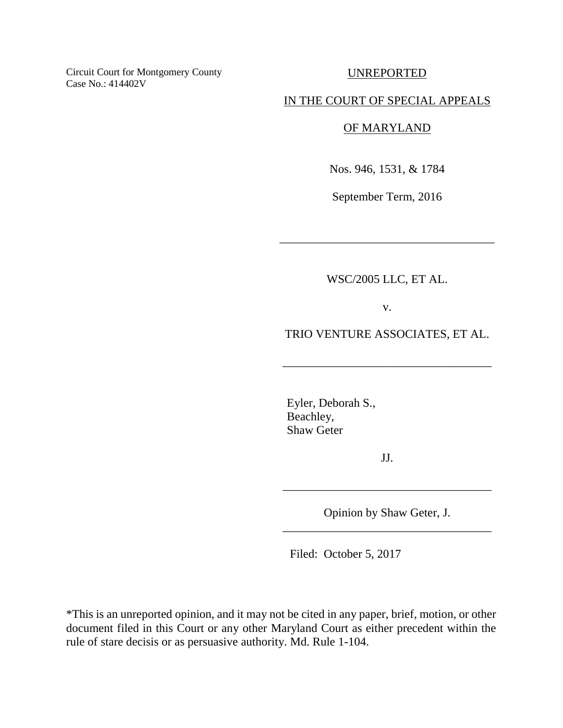Circuit Court for Montgomery County
Case No.: 414402V

UNREPORTED

IN THE COURT OF SPECIAL APPEALS

OF MARYLAND

Nos. 946, 1531, & 1784

September Term, 2016

---

WSC/2005 LLC, ET AL.

v.

TRIO VENTURE ASSOCIATES, ET AL.

---

Eyler, Deborah S.,
Beachley,
Shaw Geter

JJ.

---

Opinion by Shaw Geter, J.

---

Filed: October 5, 2017

*This is an unreported opinion, and it may not be cited in any paper, brief, motion, or other document filed in this Court or any other Maryland Court as either precedent within the rule of stare decisis or as persuasive authority. Md. Rule 1-104.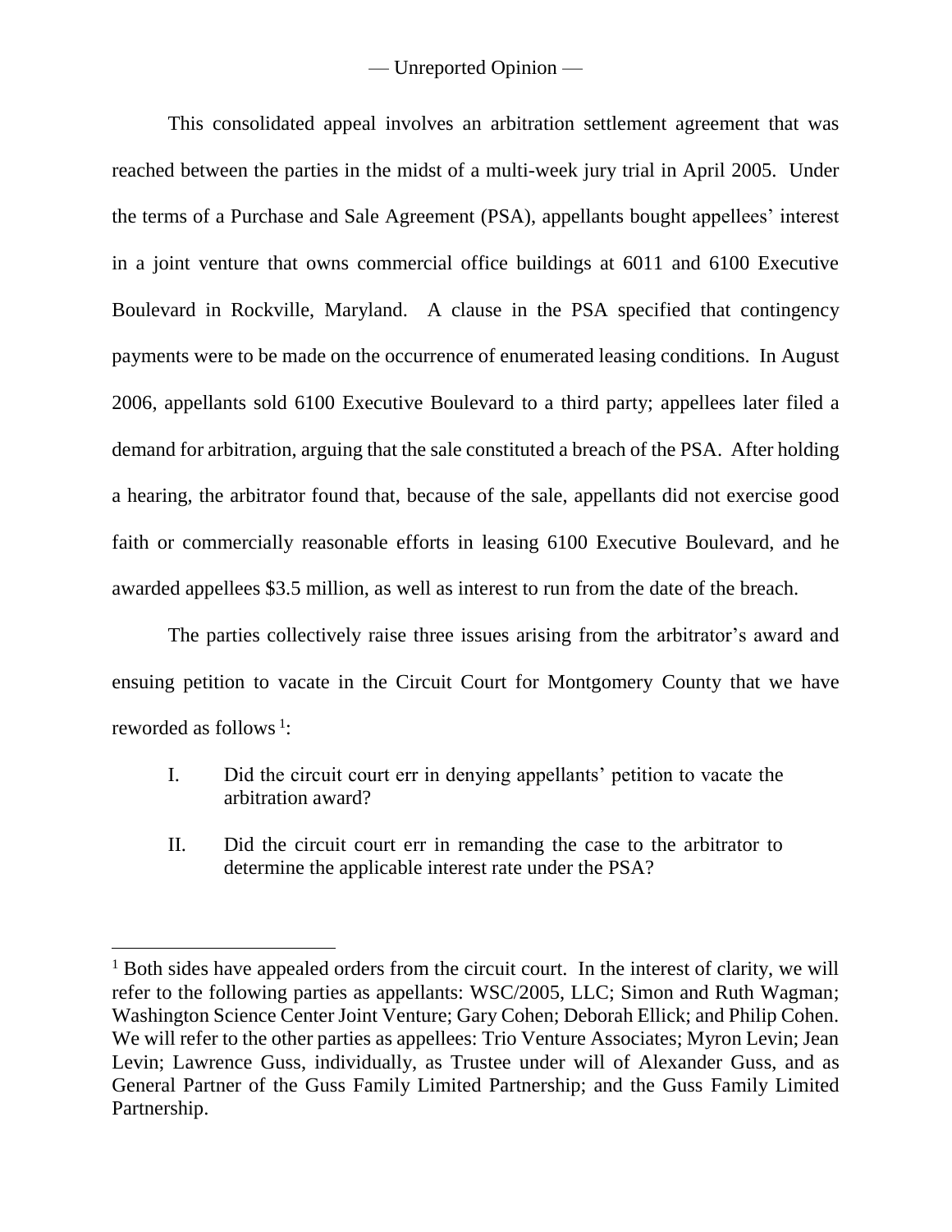This consolidated appeal involves an arbitration settlement agreement that was reached between the parties in the midst of a multi-week jury trial in April 2005. Under the terms of a Purchase and Sale Agreement (PSA), appellants bought appellees' interest in a joint venture that owns commercial office buildings at 6011 and 6100 Executive Boulevard in Rockville, Maryland. A clause in the PSA specified that contingency payments were to be made on the occurrence of enumerated leasing conditions. In August 2006, appellants sold 6100 Executive Boulevard to a third party; appellees later filed a demand for arbitration, arguing that the sale constituted a breach of the PSA. After holding a hearing, the arbitrator found that, because of the sale, appellants did not exercise good faith or commercially reasonable efforts in leasing 6100 Executive Boulevard, and he awarded appellees $3.5 million, as well as interest to run from the date of the breach.

The parties collectively raise three issues arising from the arbitrator's award and ensuing petition to vacate in the Circuit Court for Montgomery County that we have reworded as follows [1]:

I. Did the circuit court err in denying appellants' petition to vacate the arbitration award?

II. Did the circuit court err in remanding the case to the arbitrator to determine the applicable interest rate under the PSA?

---

[1] Both sides have appealed orders from the circuit court. In the interest of clarity, we will refer to the following parties as appellants: WSC/2005, LLC; Simon and Ruth Wagman; Washington Science Center Joint Venture; Gary Cohen; Deborah Ellick; and Philip Cohen. We will refer to the other parties as appellees: Trio Venture Associates; Myron Levin; Jean Levin; Lawrence Guss, individually, as Trustee under will of Alexander Guss, and as General Partner of the Guss Family Limited Partnership; and the Guss Family Limited Partnership.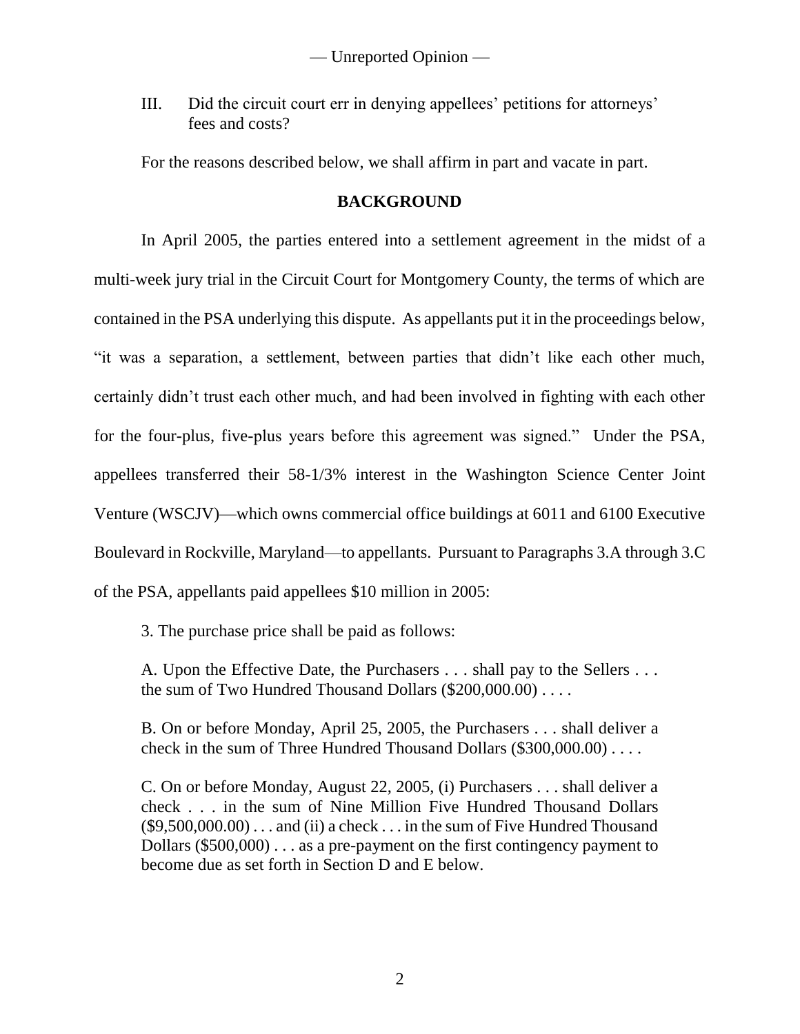III. Did the circuit court err in denying appellees' petitions for attorneys' fees and costs?

For the reasons described below, we shall affirm in part and vacate in part.

## BACKGROUND

In April 2005, the parties entered into a settlement agreement in the midst of a multi-week jury trial in the Circuit Court for Montgomery County, the terms of which are contained in the PSA underlying this dispute. As appellants put it in the proceedings below, "it was a separation, a settlement, between parties that didn't like each other much, certainly didn't trust each other much, and had been involved in fighting with each other for the four-plus, five-plus years before this agreement was signed." Under the PSA, appellees transferred their 58-1/3% interest in the Washington Science Center Joint Venture (WSCJV)—which owns commercial office buildings at 6011 and 6100 Executive Boulevard in Rockville, Maryland—to appellants. Pursuant to Paragraphs 3.A through 3.C of the PSA, appellants paid appellees $10 million in 2005:

> 3. The purchase price shall be paid as follows:
>
> A. Upon the Effective Date, the Purchasers . . . shall pay to the Sellers . . . the sum of Two Hundred Thousand Dollars ($200,000.00) . . . .
>
> B. On or before Monday, April 25, 2005, the Purchasers . . . shall deliver a check in the sum of Three Hundred Thousand Dollars ($300,000.00) . . . .
>
> C. On or before Monday, August 22, 2005, (i) Purchasers . . . shall deliver a check . . . in the sum of Nine Million Five Hundred Thousand Dollars ($9,500,000.00) . . . and (ii) a check . . . in the sum of Five Hundred Thousand Dollars ($500,000) . . . as a pre-payment on the first contingency payment to become due as set forth in Section D and E below.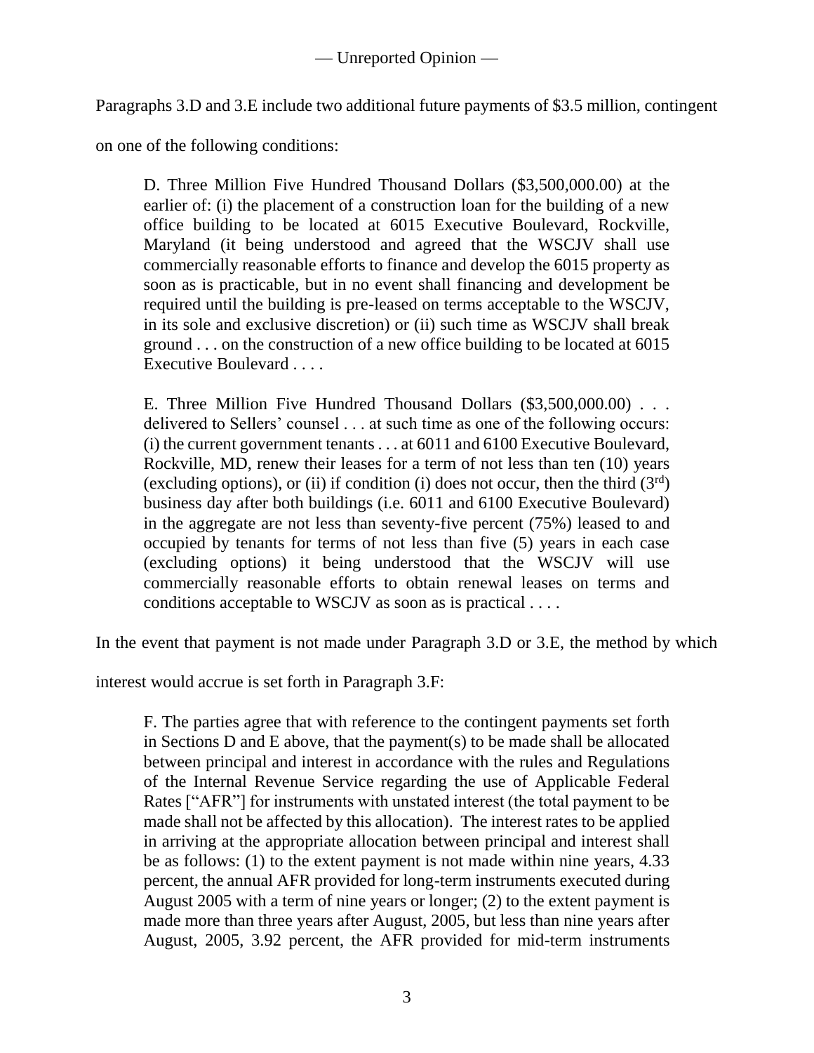Paragraphs 3.D and 3.E include two additional future payments of \$3.5 million, contingent on one of the following conditions:

> D. Three Million Five Hundred Thousand Dollars (\$3,500,000.00) at the earlier of: (i) the placement of a construction loan for the building of a new office building to be located at 6015 Executive Boulevard, Rockville, Maryland (it being understood and agreed that the WSCJV shall use commercially reasonable efforts to finance and develop the 6015 property as soon as is practicable, but in no event shall financing and development be required until the building is pre-leased on terms acceptable to the WSCJV, in its sole and exclusive discretion) or (ii) such time as WSCJV shall break ground . . . on the construction of a new office building to be located at 6015 Executive Boulevard . . . .
>
> E. Three Million Five Hundred Thousand Dollars (\$3,500,000.00) . . . delivered to Sellers' counsel . . . at such time as one of the following occurs: (i) the current government tenants . . . at 6011 and 6100 Executive Boulevard, Rockville, MD, renew their leases for a term of not less than ten (10) years (excluding options), or (ii) if condition (i) does not occur, then the third (3rd) business day after both buildings (i.e. 6011 and 6100 Executive Boulevard) in the aggregate are not less than seventy-five percent (75%) leased to and occupied by tenants for terms of not less than five (5) years in each case (excluding options) it being understood that the WSCJV will use commercially reasonable efforts to obtain renewal leases on terms and conditions acceptable to WSCJV as soon as is practical . . . .

In the event that payment is not made under Paragraph 3.D or 3.E, the method by which interest would accrue is set forth in Paragraph 3.F:

> F. The parties agree that with reference to the contingent payments set forth in Sections D and E above, that the payment(s) to be made shall be allocated between principal and interest in accordance with the rules and Regulations of the Internal Revenue Service regarding the use of Applicable Federal Rates ["AFR"] for instruments with unstated interest (the total payment to be made shall not be affected by this allocation). The interest rates to be applied in arriving at the appropriate allocation between principal and interest shall be as follows: (1) to the extent payment is not made within nine years, 4.33 percent, the annual AFR provided for long-term instruments executed during August 2005 with a term of nine years or longer; (2) to the extent payment is made more than three years after August, 2005, but less than nine years after August, 2005, 3.92 percent, the AFR provided for mid-term instruments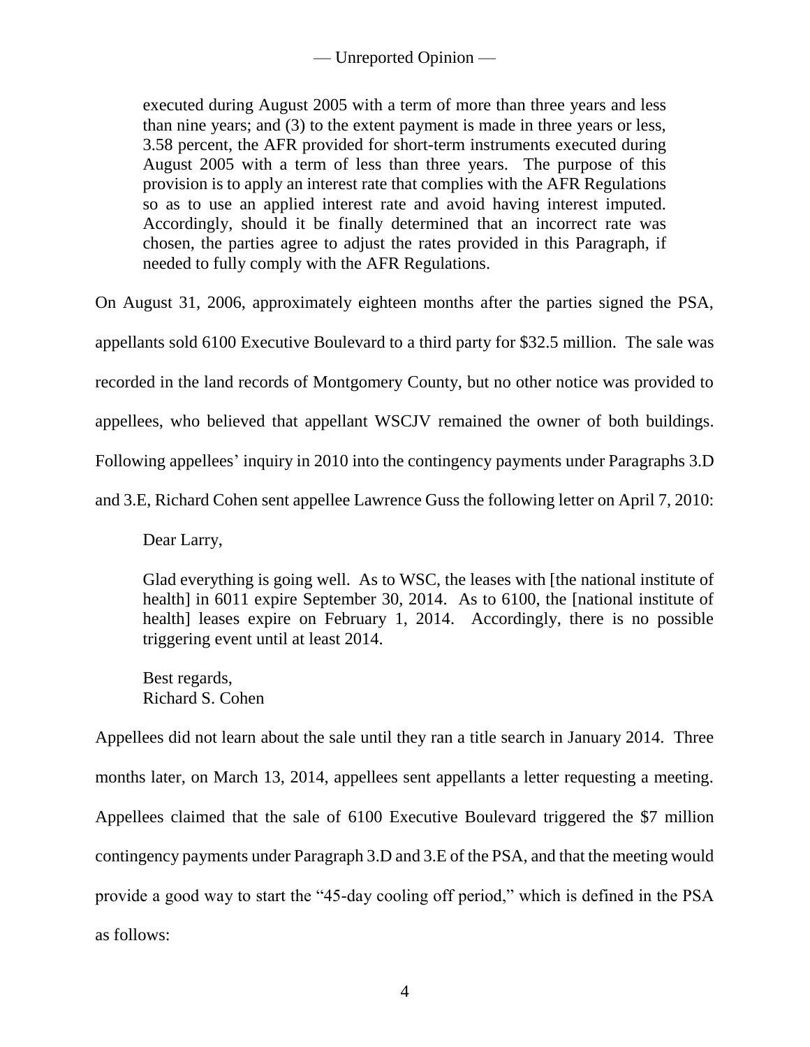> executed during August 2005 with a term of more than three years and less than nine years; and (3) to the extent payment is made in three years or less, 3.58 percent, the AFR provided for short-term instruments executed during August 2005 with a term of less than three years. The purpose of this provision is to apply an interest rate that complies with the AFR Regulations so as to use an applied interest rate and avoid having interest imputed. Accordingly, should it be finally determined that an incorrect rate was chosen, the parties agree to adjust the rates provided in this Paragraph, if needed to fully comply with the AFR Regulations.

On August 31, 2006, approximately eighteen months after the parties signed the PSA, appellants sold 6100 Executive Boulevard to a third party for $32.5 million. The sale was recorded in the land records of Montgomery County, but no other notice was provided to appellees, who believed that appellant WSCJV remained the owner of both buildings. Following appellees' inquiry in 2010 into the contingency payments under Paragraphs 3.D and 3.E, Richard Cohen sent appellee Lawrence Guss the following letter on April 7, 2010:

> Dear Larry,
>
> Glad everything is going well. As to WSC, the leases with [the national institute of health] in 6011 expire September 30, 2014. As to 6100, the [national institute of health] leases expire on February 1, 2014. Accordingly, there is no possible triggering event until at least 2014.
>
> Best regards,
> Richard S. Cohen

Appellees did not learn about the sale until they ran a title search in January 2014. Three months later, on March 13, 2014, appellees sent appellants a letter requesting a meeting. Appellees claimed that the sale of 6100 Executive Boulevard triggered the $7 million contingency payments under Paragraph 3.D and 3.E of the PSA, and that the meeting would provide a good way to start the "45-day cooling off period," which is defined in the PSA as follows: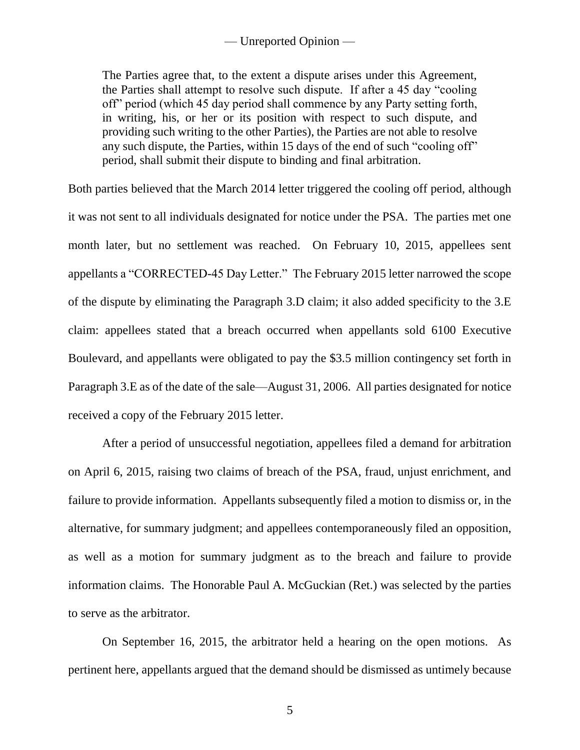> The Parties agree that, to the extent a dispute arises under this Agreement, the Parties shall attempt to resolve such dispute. If after a 45 day "cooling off" period (which 45 day period shall commence by any Party setting forth, in writing, his, or her or its position with respect to such dispute, and providing such writing to the other Parties), the Parties are not able to resolve any such dispute, the Parties, within 15 days of the end of such "cooling off" period, shall submit their dispute to binding and final arbitration.

Both parties believed that the March 2014 letter triggered the cooling off period, although it was not sent to all individuals designated for notice under the PSA. The parties met one month later, but no settlement was reached. On February 10, 2015, appellees sent appellants a "CORRECTED-45 Day Letter." The February 2015 letter narrowed the scope of the dispute by eliminating the Paragraph 3.D claim; it also added specificity to the 3.E claim: appellees stated that a breach occurred when appellants sold 6100 Executive Boulevard, and appellants were obligated to pay the $3.5 million contingency set forth in Paragraph 3.E as of the date of the sale—August 31, 2006. All parties designated for notice received a copy of the February 2015 letter.

After a period of unsuccessful negotiation, appellees filed a demand for arbitration on April 6, 2015, raising two claims of breach of the PSA, fraud, unjust enrichment, and failure to provide information. Appellants subsequently filed a motion to dismiss or, in the alternative, for summary judgment; and appellees contemporaneously filed an opposition, as well as a motion for summary judgment as to the breach and failure to provide information claims. The Honorable Paul A. McGuckian (Ret.) was selected by the parties to serve as the arbitrator.

On September 16, 2015, the arbitrator held a hearing on the open motions. As pertinent here, appellants argued that the demand should be dismissed as untimely because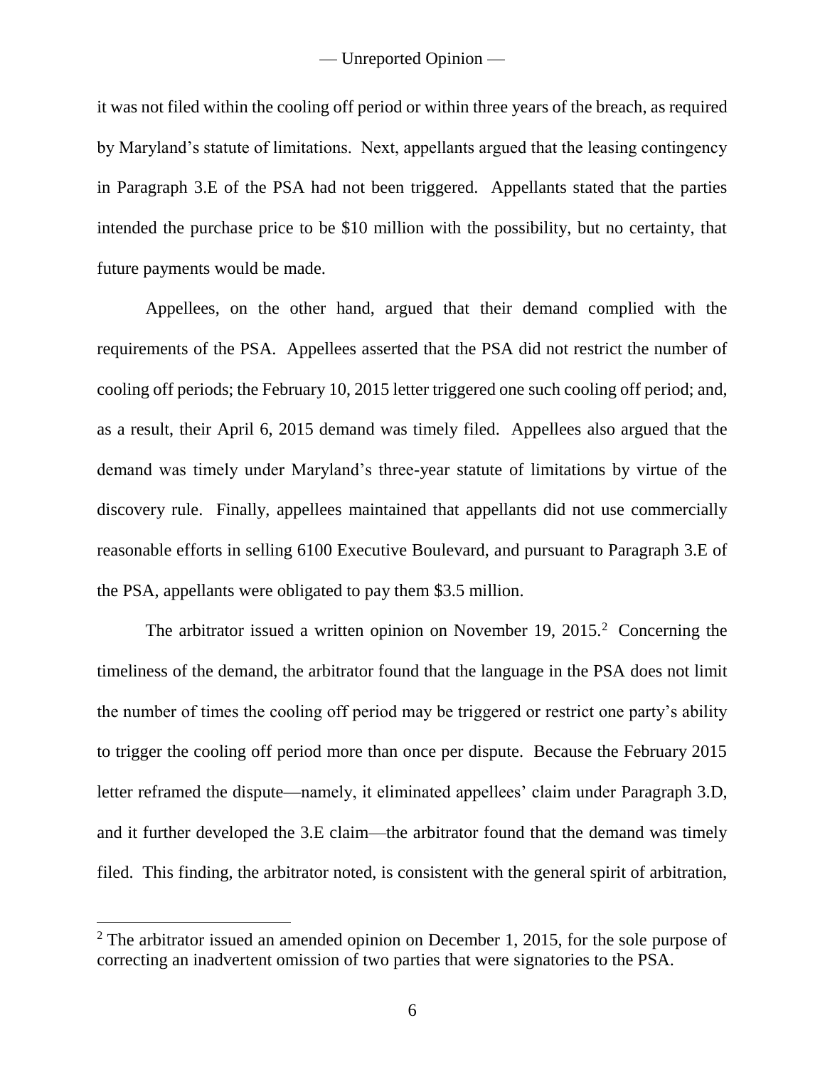it was not filed within the cooling off period or within three years of the breach, as required by Maryland's statute of limitations. Next, appellants argued that the leasing contingency in Paragraph 3.E of the PSA had not been triggered. Appellants stated that the parties intended the purchase price to be $10 million with the possibility, but no certainty, that future payments would be made.

Appellees, on the other hand, argued that their demand complied with the requirements of the PSA. Appellees asserted that the PSA did not restrict the number of cooling off periods; the February 10, 2015 letter triggered one such cooling off period; and, as a result, their April 6, 2015 demand was timely filed. Appellees also argued that the demand was timely under Maryland's three-year statute of limitations by virtue of the discovery rule. Finally, appellees maintained that appellants did not use commercially reasonable efforts in selling 6100 Executive Boulevard, and pursuant to Paragraph 3.E of the PSA, appellants were obligated to pay them $3.5 million.

The arbitrator issued a written opinion on November 19, 2015.[2] Concerning the timeliness of the demand, the arbitrator found that the language in the PSA does not limit the number of times the cooling off period may be triggered or restrict one party's ability to trigger the cooling off period more than once per dispute. Because the February 2015 letter reframed the dispute—namely, it eliminated appellees' claim under Paragraph 3.D, and it further developed the 3.E claim—the arbitrator found that the demand was timely filed. This finding, the arbitrator noted, is consistent with the general spirit of arbitration,

[2] The arbitrator issued an amended opinion on December 1, 2015, for the sole purpose of correcting an inadvertent omission of two parties that were signatories to the PSA.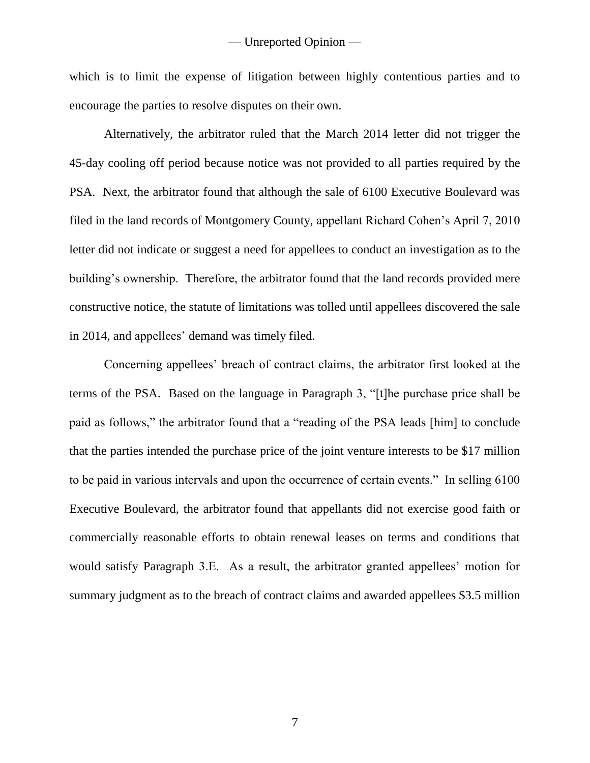which is to limit the expense of litigation between highly contentious parties and to encourage the parties to resolve disputes on their own.

Alternatively, the arbitrator ruled that the March 2014 letter did not trigger the 45-day cooling off period because notice was not provided to all parties required by the PSA. Next, the arbitrator found that although the sale of 6100 Executive Boulevard was filed in the land records of Montgomery County, appellant Richard Cohen's April 7, 2010 letter did not indicate or suggest a need for appellees to conduct an investigation as to the building's ownership. Therefore, the arbitrator found that the land records provided mere constructive notice, the statute of limitations was tolled until appellees discovered the sale in 2014, and appellees' demand was timely filed.

Concerning appellees' breach of contract claims, the arbitrator first looked at the terms of the PSA. Based on the language in Paragraph 3, "[t]he purchase price shall be paid as follows," the arbitrator found that a "reading of the PSA leads [him] to conclude that the parties intended the purchase price of the joint venture interests to be $17 million to be paid in various intervals and upon the occurrence of certain events." In selling 6100 Executive Boulevard, the arbitrator found that appellants did not exercise good faith or commercially reasonable efforts to obtain renewal leases on terms and conditions that would satisfy Paragraph 3.E. As a result, the arbitrator granted appellees' motion for summary judgment as to the breach of contract claims and awarded appellees $3.5 million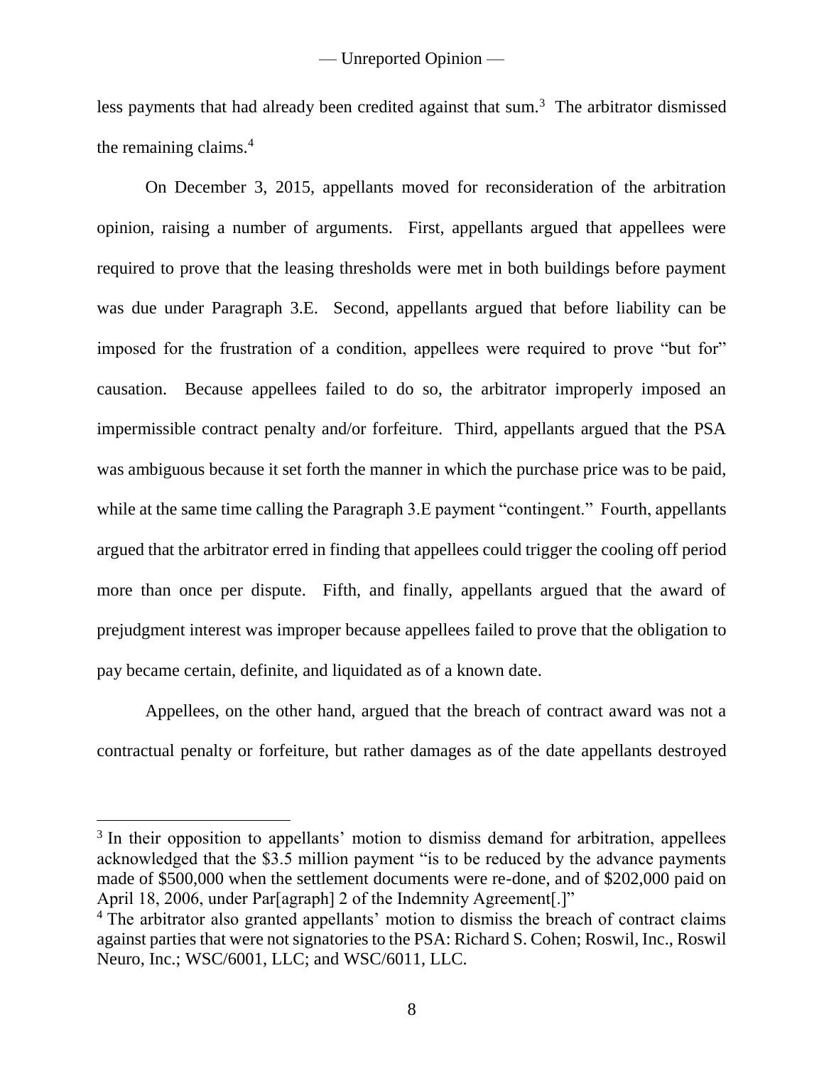less payments that had already been credited against that sum.[3] The arbitrator dismissed the remaining claims.[4]

On December 3, 2015, appellants moved for reconsideration of the arbitration opinion, raising a number of arguments. First, appellants argued that appellees were required to prove that the leasing thresholds were met in both buildings before payment was due under Paragraph 3.E. Second, appellants argued that before liability can be imposed for the frustration of a condition, appellees were required to prove "but for" causation. Because appellees failed to do so, the arbitrator improperly imposed an impermissible contract penalty and/or forfeiture. Third, appellants argued that the PSA was ambiguous because it set forth the manner in which the purchase price was to be paid, while at the same time calling the Paragraph 3.E payment "contingent." Fourth, appellants argued that the arbitrator erred in finding that appellees could trigger the cooling off period more than once per dispute. Fifth, and finally, appellants argued that the award of prejudgment interest was improper because appellees failed to prove that the obligation to pay became certain, definite, and liquidated as of a known date.

Appellees, on the other hand, argued that the breach of contract award was not a contractual penalty or forfeiture, but rather damages as of the date appellants destroyed

---

[3] In their opposition to appellants' motion to dismiss demand for arbitration, appellees acknowledged that the $3.5 million payment "is to be reduced by the advance payments made of $500,000 when the settlement documents were re-done, and of $202,000 paid on April 18, 2006, under Par[agraph] 2 of the Indemnity Agreement[.]"

[4] The arbitrator also granted appellants' motion to dismiss the breach of contract claims against parties that were not signatories to the PSA: Richard S. Cohen; Roswil, Inc., Roswil Neuro, Inc.; WSC/6001, LLC; and WSC/6011, LLC.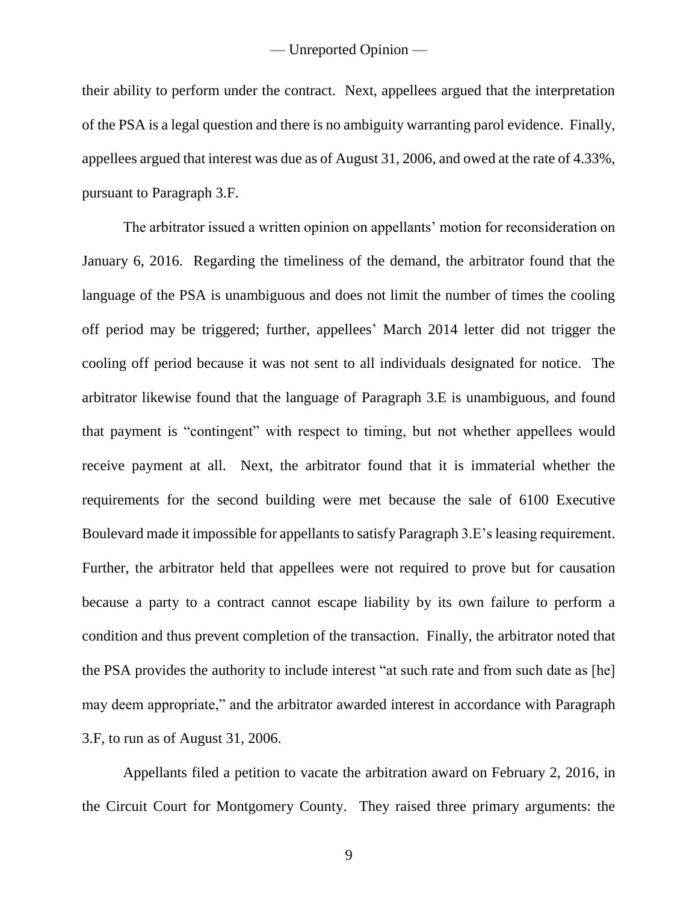their ability to perform under the contract. Next, appellees argued that the interpretation of the PSA is a legal question and there is no ambiguity warranting parol evidence. Finally, appellees argued that interest was due as of August 31, 2006, and owed at the rate of 4.33%, pursuant to Paragraph 3.F.

The arbitrator issued a written opinion on appellants' motion for reconsideration on January 6, 2016. Regarding the timeliness of the demand, the arbitrator found that the language of the PSA is unambiguous and does not limit the number of times the cooling off period may be triggered; further, appellees' March 2014 letter did not trigger the cooling off period because it was not sent to all individuals designated for notice. The arbitrator likewise found that the language of Paragraph 3.E is unambiguous, and found that payment is "contingent" with respect to timing, but not whether appellees would receive payment at all. Next, the arbitrator found that it is immaterial whether the requirements for the second building were met because the sale of 6100 Executive Boulevard made it impossible for appellants to satisfy Paragraph 3.E's leasing requirement. Further, the arbitrator held that appellees were not required to prove but for causation because a party to a contract cannot escape liability by its own failure to perform a condition and thus prevent completion of the transaction. Finally, the arbitrator noted that the PSA provides the authority to include interest "at such rate and from such date as [he] may deem appropriate," and the arbitrator awarded interest in accordance with Paragraph 3.F, to run as of August 31, 2006.

Appellants filed a petition to vacate the arbitration award on February 2, 2016, in the Circuit Court for Montgomery County. They raised three primary arguments: the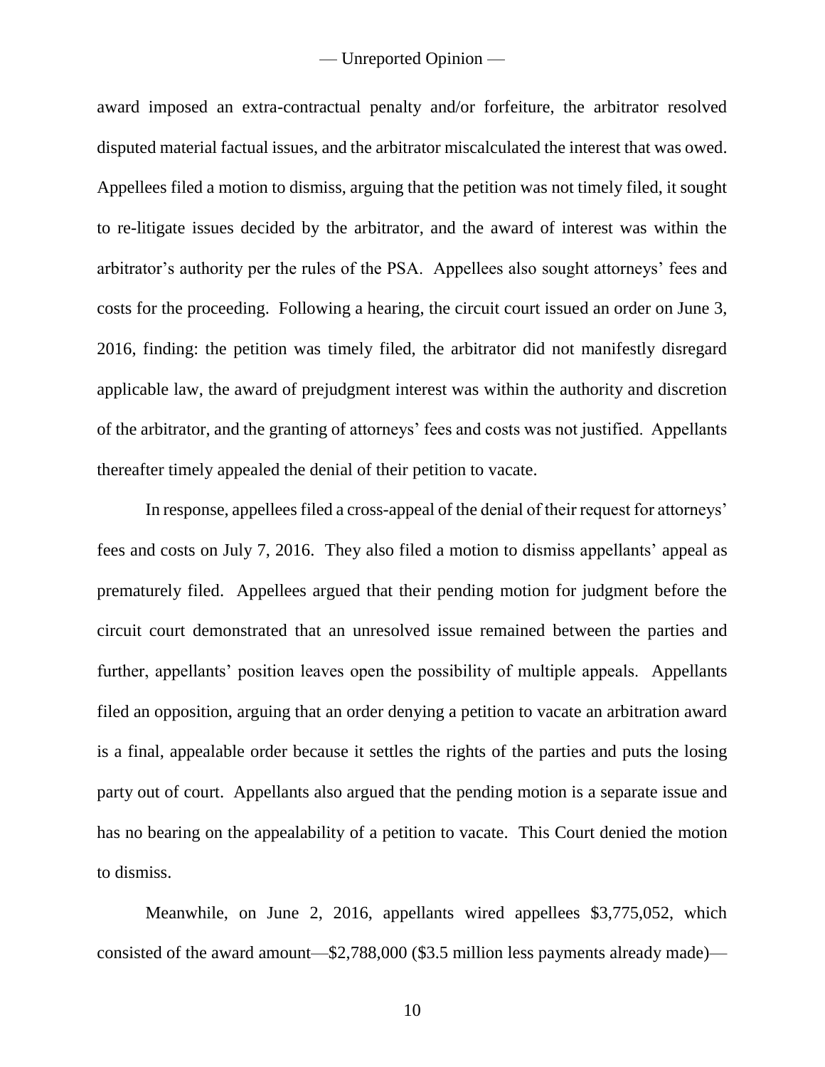award imposed an extra-contractual penalty and/or forfeiture, the arbitrator resolved disputed material factual issues, and the arbitrator miscalculated the interest that was owed. Appellees filed a motion to dismiss, arguing that the petition was not timely filed, it sought to re-litigate issues decided by the arbitrator, and the award of interest was within the arbitrator's authority per the rules of the PSA. Appellees also sought attorneys' fees and costs for the proceeding. Following a hearing, the circuit court issued an order on June 3, 2016, finding: the petition was timely filed, the arbitrator did not manifestly disregard applicable law, the award of prejudgment interest was within the authority and discretion of the arbitrator, and the granting of attorneys' fees and costs was not justified. Appellants thereafter timely appealed the denial of their petition to vacate.

In response, appellees filed a cross-appeal of the denial of their request for attorneys' fees and costs on July 7, 2016. They also filed a motion to dismiss appellants' appeal as prematurely filed. Appellees argued that their pending motion for judgment before the circuit court demonstrated that an unresolved issue remained between the parties and further, appellants' position leaves open the possibility of multiple appeals. Appellants filed an opposition, arguing that an order denying a petition to vacate an arbitration award is a final, appealable order because it settles the rights of the parties and puts the losing party out of court. Appellants also argued that the pending motion is a separate issue and has no bearing on the appealability of a petition to vacate. This Court denied the motion to dismiss.

Meanwhile, on June 2, 2016, appellants wired appellees $3,775,052, which consisted of the award amount—$2,788,000 ($3.5 million less payments already made)—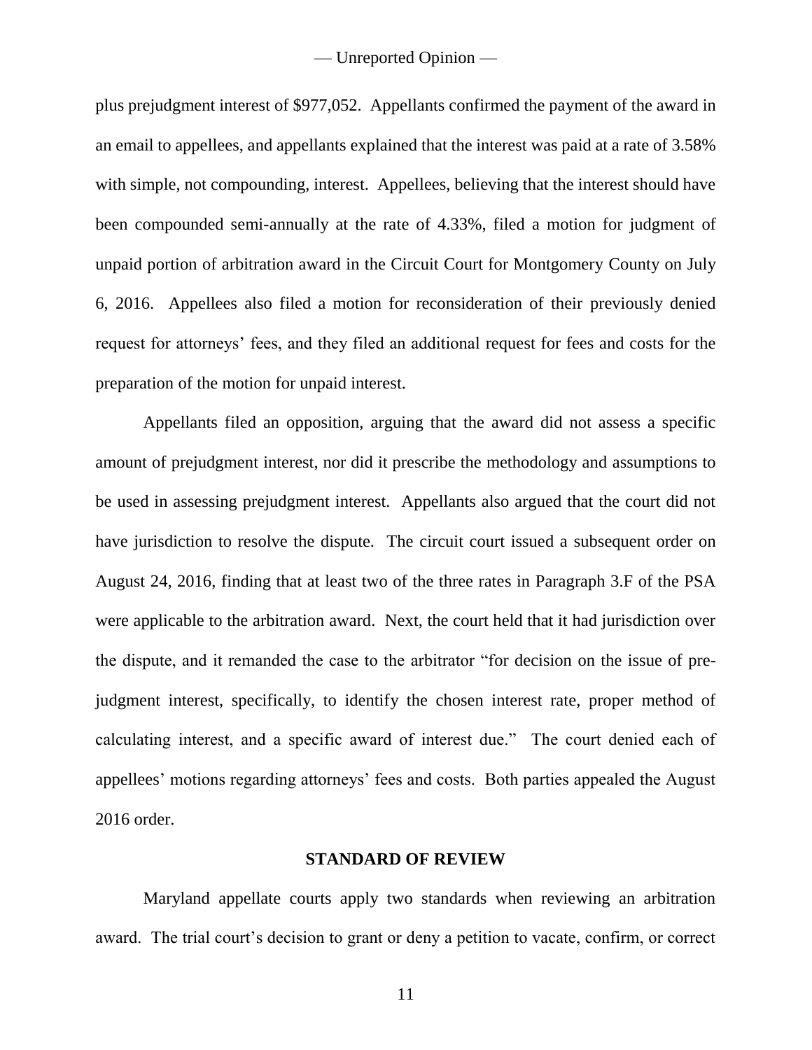plus prejudgment interest of $977,052. Appellants confirmed the payment of the award in an email to appellees, and appellants explained that the interest was paid at a rate of 3.58% with simple, not compounding, interest. Appellees, believing that the interest should have been compounded semi-annually at the rate of 4.33%, filed a motion for judgment of unpaid portion of arbitration award in the Circuit Court for Montgomery County on July 6, 2016. Appellees also filed a motion for reconsideration of their previously denied request for attorneys' fees, and they filed an additional request for fees and costs for the preparation of the motion for unpaid interest.

Appellants filed an opposition, arguing that the award did not assess a specific amount of prejudgment interest, nor did it prescribe the methodology and assumptions to be used in assessing prejudgment interest. Appellants also argued that the court did not have jurisdiction to resolve the dispute. The circuit court issued a subsequent order on August 24, 2016, finding that at least two of the three rates in Paragraph 3.F of the PSA were applicable to the arbitration award. Next, the court held that it had jurisdiction over the dispute, and it remanded the case to the arbitrator "for decision on the issue of pre-judgment interest, specifically, to identify the chosen interest rate, proper method of calculating interest, and a specific award of interest due." The court denied each of appellees' motions regarding attorneys' fees and costs. Both parties appealed the August 2016 order.

## STANDARD OF REVIEW

Maryland appellate courts apply two standards when reviewing an arbitration award. The trial court's decision to grant or deny a petition to vacate, confirm, or correct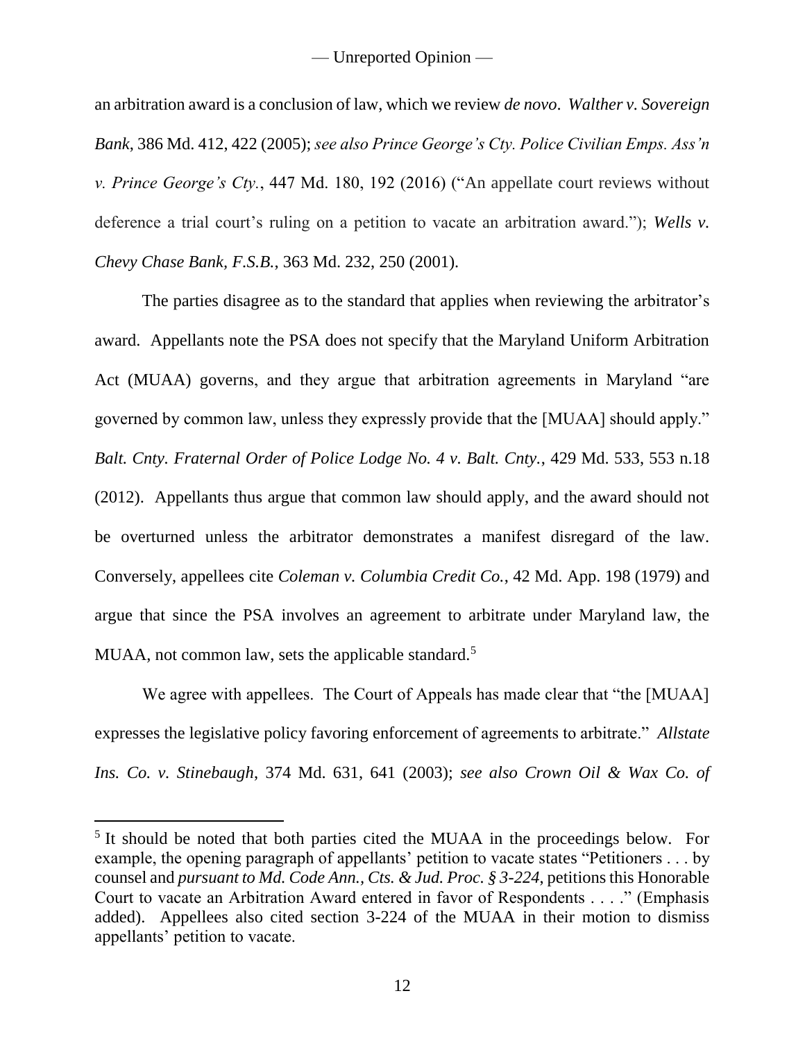an arbitration award is a conclusion of law, which we review *de novo*. *Walther v. Sovereign Bank*, 386 Md. 412, 422 (2005); *see also Prince George's Cty. Police Civilian Emps. Ass'n v. Prince George's Cty.*, 447 Md. 180, 192 (2016) ("An appellate court reviews without deference a trial court's ruling on a petition to vacate an arbitration award."); *Wells v. Chevy Chase Bank, F.S.B.*, 363 Md. 232, 250 (2001).

The parties disagree as to the standard that applies when reviewing the arbitrator's award. Appellants note the PSA does not specify that the Maryland Uniform Arbitration Act (MUAA) governs, and they argue that arbitration agreements in Maryland "are governed by common law, unless they expressly provide that the [MUAA] should apply." *Balt. Cnty. Fraternal Order of Police Lodge No. 4 v. Balt. Cnty.*, 429 Md. 533, 553 n.18 (2012). Appellants thus argue that common law should apply, and the award should not be overturned unless the arbitrator demonstrates a manifest disregard of the law. Conversely, appellees cite *Coleman v. Columbia Credit Co.*, 42 Md. App. 198 (1979) and argue that since the PSA involves an agreement to arbitrate under Maryland law, the MUAA, not common law, sets the applicable standard.[5]

We agree with appellees. The Court of Appeals has made clear that "the [MUAA] expresses the legislative policy favoring enforcement of agreements to arbitrate." *Allstate Ins. Co. v. Stinebaugh*, 374 Md. 631, 641 (2003); *see also Crown Oil & Wax Co. of*

---

[5] It should be noted that both parties cited the MUAA in the proceedings below. For example, the opening paragraph of appellants' petition to vacate states "Petitioners . . . by counsel and *pursuant to Md. Code Ann., Cts. & Jud. Proc. § 3-224*, petitions this Honorable Court to vacate an Arbitration Award entered in favor of Respondents . . . ." (Emphasis added). Appellees also cited section 3-224 of the MUAA in their motion to dismiss appellants' petition to vacate.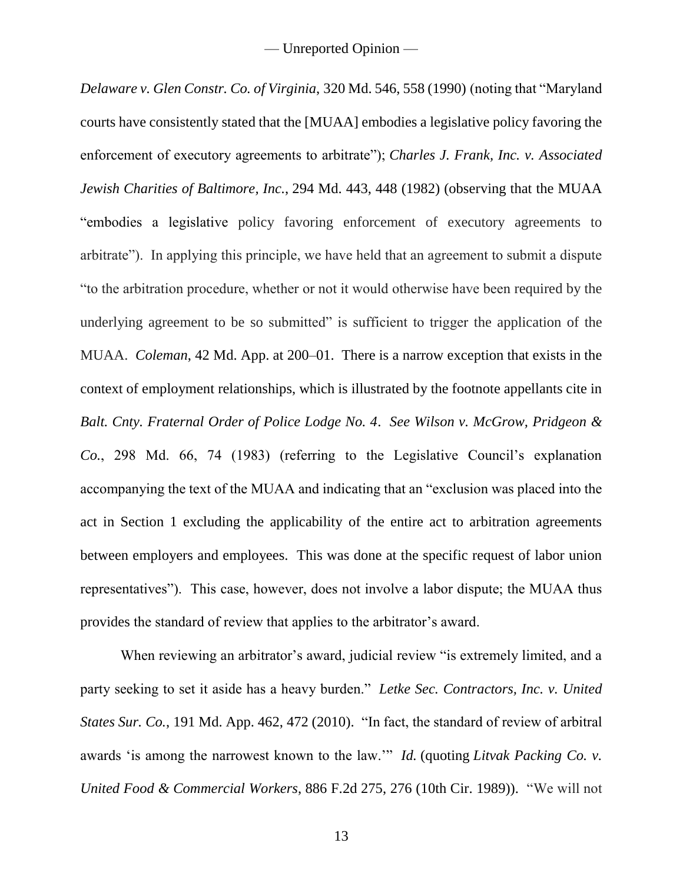*Delaware v. Glen Constr. Co. of Virginia*, 320 Md. 546, 558 (1990) (noting that "Maryland courts have consistently stated that the [MUAA] embodies a legislative policy favoring the enforcement of executory agreements to arbitrate"); *Charles J. Frank, Inc. v. Associated Jewish Charities of Baltimore, Inc.*, 294 Md. 443, 448 (1982) (observing that the MUAA "embodies a legislative policy favoring enforcement of executory agreements to arbitrate"). In applying this principle, we have held that an agreement to submit a dispute "to the arbitration procedure, whether or not it would otherwise have been required by the underlying agreement to be so submitted" is sufficient to trigger the application of the MUAA. *Coleman*, 42 Md. App. at 200–01. There is a narrow exception that exists in the context of employment relationships, which is illustrated by the footnote appellants cite in *Balt. Cnty. Fraternal Order of Police Lodge No. 4*. *See Wilson v. McGrow, Pridgeon & Co.*, 298 Md. 66, 74 (1983) (referring to the Legislative Council's explanation accompanying the text of the MUAA and indicating that an "exclusion was placed into the act in Section 1 excluding the applicability of the entire act to arbitration agreements between employers and employees. This was done at the specific request of labor union representatives"). This case, however, does not involve a labor dispute; the MUAA thus provides the standard of review that applies to the arbitrator's award.

When reviewing an arbitrator's award, judicial review "is extremely limited, and a party seeking to set it aside has a heavy burden." *Letke Sec. Contractors, Inc. v. United States Sur. Co.*, 191 Md. App. 462, 472 (2010). "In fact, the standard of review of arbitral awards 'is among the narrowest known to the law.'" *Id.* (quoting *Litvak Packing Co. v. United Food & Commercial Workers*, 886 F.2d 275, 276 (10th Cir. 1989)). "We will not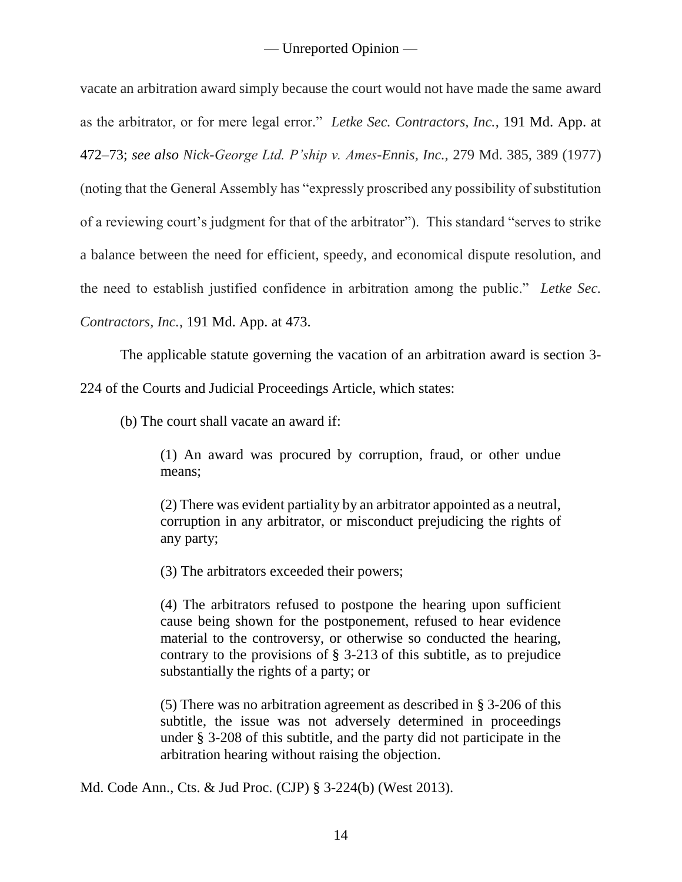vacate an arbitration award simply because the court would not have made the same award as the arbitrator, or for mere legal error." *Letke Sec. Contractors, Inc.*, 191 Md. App. at 472–73; *see also Nick-George Ltd. P'ship v. Ames-Ennis, Inc.*, 279 Md. 385, 389 (1977) (noting that the General Assembly has "expressly proscribed any possibility of substitution of a reviewing court's judgment for that of the arbitrator"). This standard "serves to strike a balance between the need for efficient, speedy, and economical dispute resolution, and the need to establish justified confidence in arbitration among the public." *Letke Sec. Contractors, Inc.*, 191 Md. App. at 473.

The applicable statute governing the vacation of an arbitration award is section 3-224 of the Courts and Judicial Proceedings Article, which states:

> (b) The court shall vacate an award if:
>
> > (1) An award was procured by corruption, fraud, or other undue means;
> >
> > (2) There was evident partiality by an arbitrator appointed as a neutral, corruption in any arbitrator, or misconduct prejudicing the rights of any party;
> >
> > (3) The arbitrators exceeded their powers;
> >
> > (4) The arbitrators refused to postpone the hearing upon sufficient cause being shown for the postponement, refused to hear evidence material to the controversy, or otherwise so conducted the hearing, contrary to the provisions of § 3-213 of this subtitle, as to prejudice substantially the rights of a party; or
> >
> > (5) There was no arbitration agreement as described in § 3-206 of this subtitle, the issue was not adversely determined in proceedings under § 3-208 of this subtitle, and the party did not participate in the arbitration hearing without raising the objection.

Md. Code Ann., Cts. & Jud Proc. (CJP) § 3-224(b) (West 2013).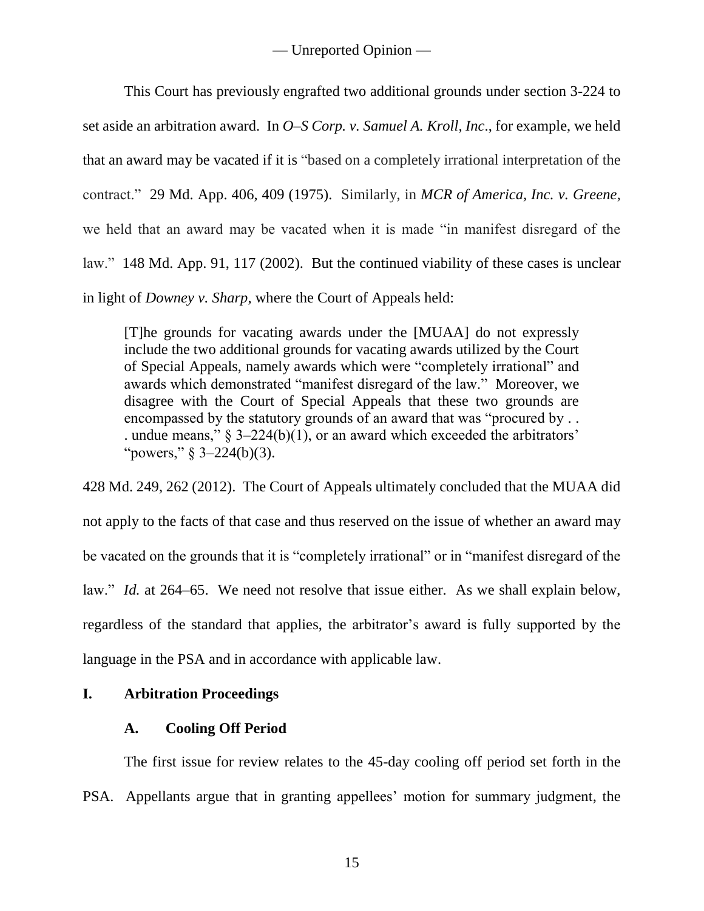This Court has previously engrafted two additional grounds under section 3-224 to set aside an arbitration award. In *O–S Corp. v. Samuel A. Kroll, Inc.*, for example, we held that an award may be vacated if it is "based on a completely irrational interpretation of the contract." 29 Md. App. 406, 409 (1975). Similarly, in *MCR of America, Inc. v. Greene*, we held that an award may be vacated when it is made "in manifest disregard of the law." 148 Md. App. 91, 117 (2002). But the continued viability of these cases is unclear in light of *Downey v. Sharp*, where the Court of Appeals held:

> [T]he grounds for vacating awards under the [MUAA] do not expressly include the two additional grounds for vacating awards utilized by the Court of Special Appeals, namely awards which were "completely irrational" and awards which demonstrated "manifest disregard of the law." Moreover, we disagree with the Court of Special Appeals that these two grounds are encompassed by the statutory grounds of an award that was "procured by . . . undue means," § 3–224(b)(1), or an award which exceeded the arbitrators' "powers," § 3–224(b)(3).

428 Md. 249, 262 (2012). The Court of Appeals ultimately concluded that the MUAA did not apply to the facts of that case and thus reserved on the issue of whether an award may be vacated on the grounds that it is "completely irrational" or in "manifest disregard of the law." *Id.* at 264–65. We need not resolve that issue either. As we shall explain below, regardless of the standard that applies, the arbitrator's award is fully supported by the language in the PSA and in accordance with applicable law.

## I. Arbitration Proceedings

### A. Cooling Off Period

The first issue for review relates to the 45-day cooling off period set forth in the PSA. Appellants argue that in granting appellees' motion for summary judgment, the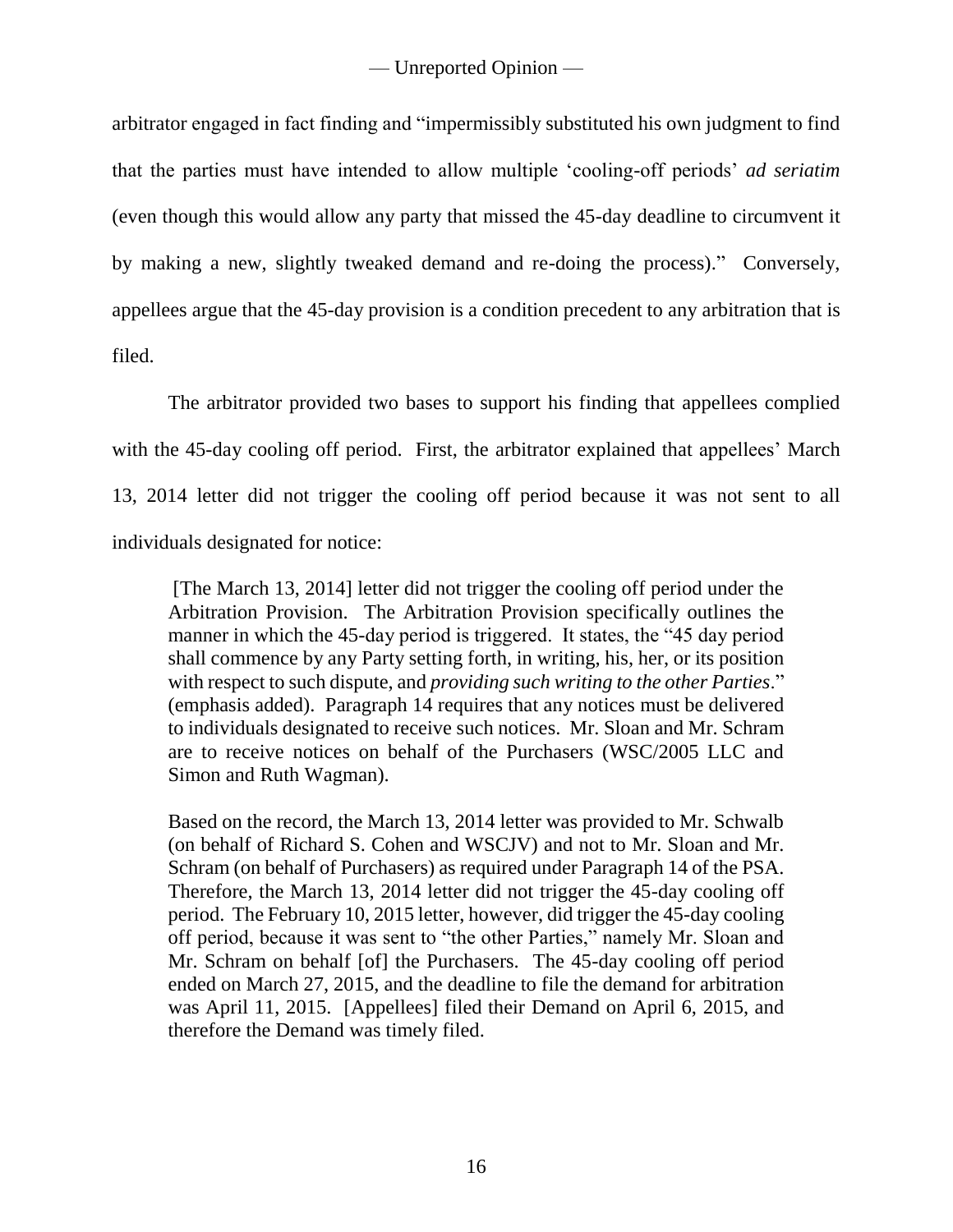arbitrator engaged in fact finding and "impermissibly substituted his own judgment to find that the parties must have intended to allow multiple 'cooling-off periods' *ad seriatim* (even though this would allow any party that missed the 45-day deadline to circumvent it by making a new, slightly tweaked demand and re-doing the process)." Conversely, appellees argue that the 45-day provision is a condition precedent to any arbitration that is filed.

The arbitrator provided two bases to support his finding that appellees complied with the 45-day cooling off period. First, the arbitrator explained that appellees' March 13, 2014 letter did not trigger the cooling off period because it was not sent to all individuals designated for notice:

> [The March 13, 2014] letter did not trigger the cooling off period under the Arbitration Provision. The Arbitration Provision specifically outlines the manner in which the 45-day period is triggered. It states, the "45 day period shall commence by any Party setting forth, in writing, his, her, or its position with respect to such dispute, and *providing such writing to the other Parties*." (emphasis added). Paragraph 14 requires that any notices must be delivered to individuals designated to receive such notices. Mr. Sloan and Mr. Schram are to receive notices on behalf of the Purchasers (WSC/2005 LLC and Simon and Ruth Wagman).
>
> Based on the record, the March 13, 2014 letter was provided to Mr. Schwalb (on behalf of Richard S. Cohen and WSCJV) and not to Mr. Sloan and Mr. Schram (on behalf of Purchasers) as required under Paragraph 14 of the PSA. Therefore, the March 13, 2014 letter did not trigger the 45-day cooling off period. The February 10, 2015 letter, however, did trigger the 45-day cooling off period, because it was sent to "the other Parties," namely Mr. Sloan and Mr. Schram on behalf [of] the Purchasers. The 45-day cooling off period ended on March 27, 2015, and the deadline to file the demand for arbitration was April 11, 2015. [Appellees] filed their Demand on April 6, 2015, and therefore the Demand was timely filed.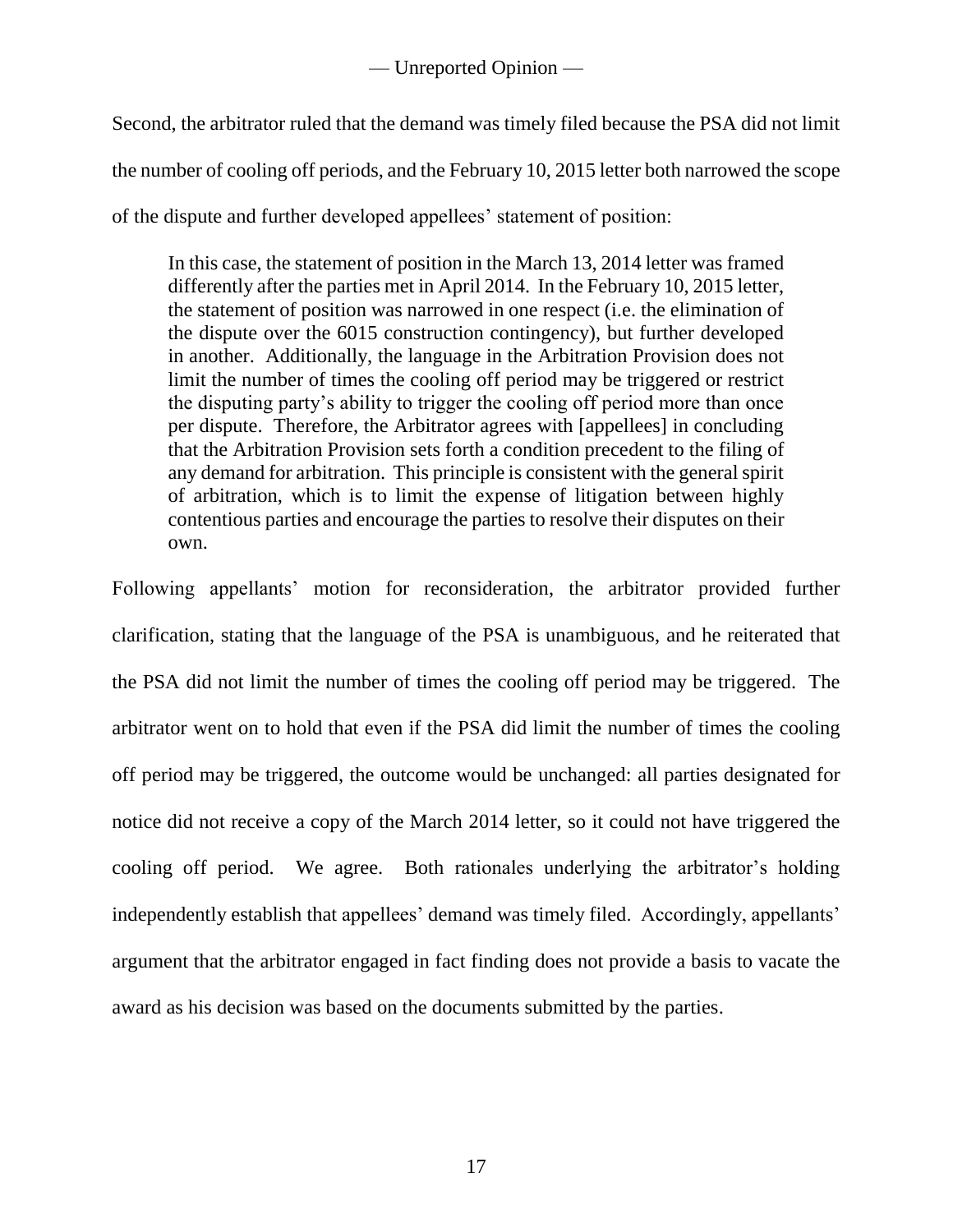Second, the arbitrator ruled that the demand was timely filed because the PSA did not limit the number of cooling off periods, and the February 10, 2015 letter both narrowed the scope of the dispute and further developed appellees' statement of position:

> In this case, the statement of position in the March 13, 2014 letter was framed differently after the parties met in April 2014. In the February 10, 2015 letter, the statement of position was narrowed in one respect (i.e. the elimination of the dispute over the 6015 construction contingency), but further developed in another. Additionally, the language in the Arbitration Provision does not limit the number of times the cooling off period may be triggered or restrict the disputing party's ability to trigger the cooling off period more than once per dispute. Therefore, the Arbitrator agrees with [appellees] in concluding that the Arbitration Provision sets forth a condition precedent to the filing of any demand for arbitration. This principle is consistent with the general spirit of arbitration, which is to limit the expense of litigation between highly contentious parties and encourage the parties to resolve their disputes on their own.

Following appellants' motion for reconsideration, the arbitrator provided further clarification, stating that the language of the PSA is unambiguous, and he reiterated that the PSA did not limit the number of times the cooling off period may be triggered. The arbitrator went on to hold that even if the PSA did limit the number of times the cooling off period may be triggered, the outcome would be unchanged: all parties designated for notice did not receive a copy of the March 2014 letter, so it could not have triggered the cooling off period. We agree. Both rationales underlying the arbitrator's holding independently establish that appellees' demand was timely filed. Accordingly, appellants' argument that the arbitrator engaged in fact finding does not provide a basis to vacate the award as his decision was based on the documents submitted by the parties.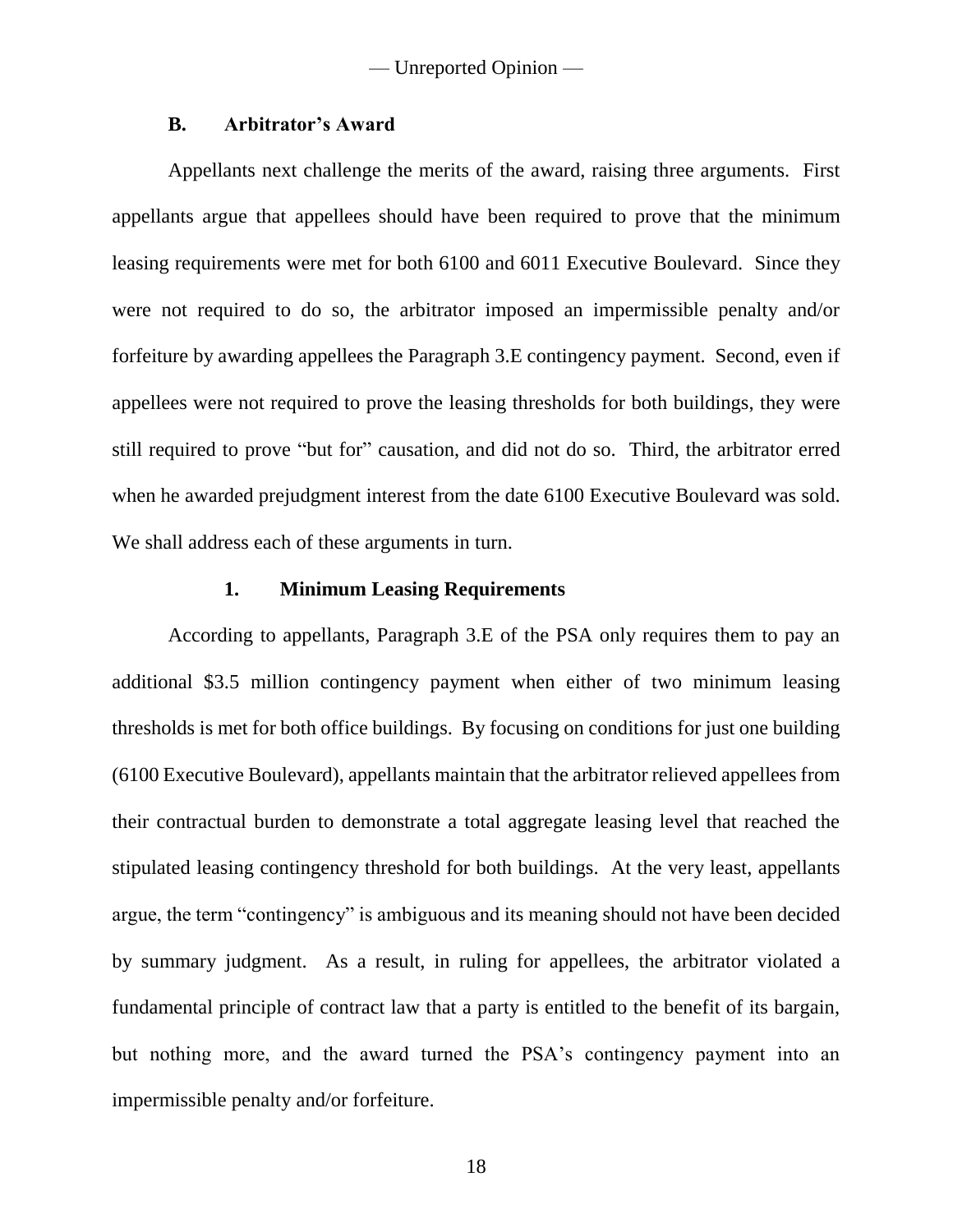### B. Arbitrator's Award

Appellants next challenge the merits of the award, raising three arguments. First appellants argue that appellees should have been required to prove that the minimum leasing requirements were met for both 6100 and 6011 Executive Boulevard. Since they were not required to do so, the arbitrator imposed an impermissible penalty and/or forfeiture by awarding appellees the Paragraph 3.E contingency payment. Second, even if appellees were not required to prove the leasing thresholds for both buildings, they were still required to prove "but for" causation, and did not do so. Third, the arbitrator erred when he awarded prejudgment interest from the date 6100 Executive Boulevard was sold. We shall address each of these arguments in turn.

#### 1. Minimum Leasing Requirements

According to appellants, Paragraph 3.E of the PSA only requires them to pay an additional $3.5 million contingency payment when either of two minimum leasing thresholds is met for both office buildings. By focusing on conditions for just one building (6100 Executive Boulevard), appellants maintain that the arbitrator relieved appellees from their contractual burden to demonstrate a total aggregate leasing level that reached the stipulated leasing contingency threshold for both buildings. At the very least, appellants argue, the term "contingency" is ambiguous and its meaning should not have been decided by summary judgment. As a result, in ruling for appellees, the arbitrator violated a fundamental principle of contract law that a party is entitled to the benefit of its bargain, but nothing more, and the award turned the PSA's contingency payment into an impermissible penalty and/or forfeiture.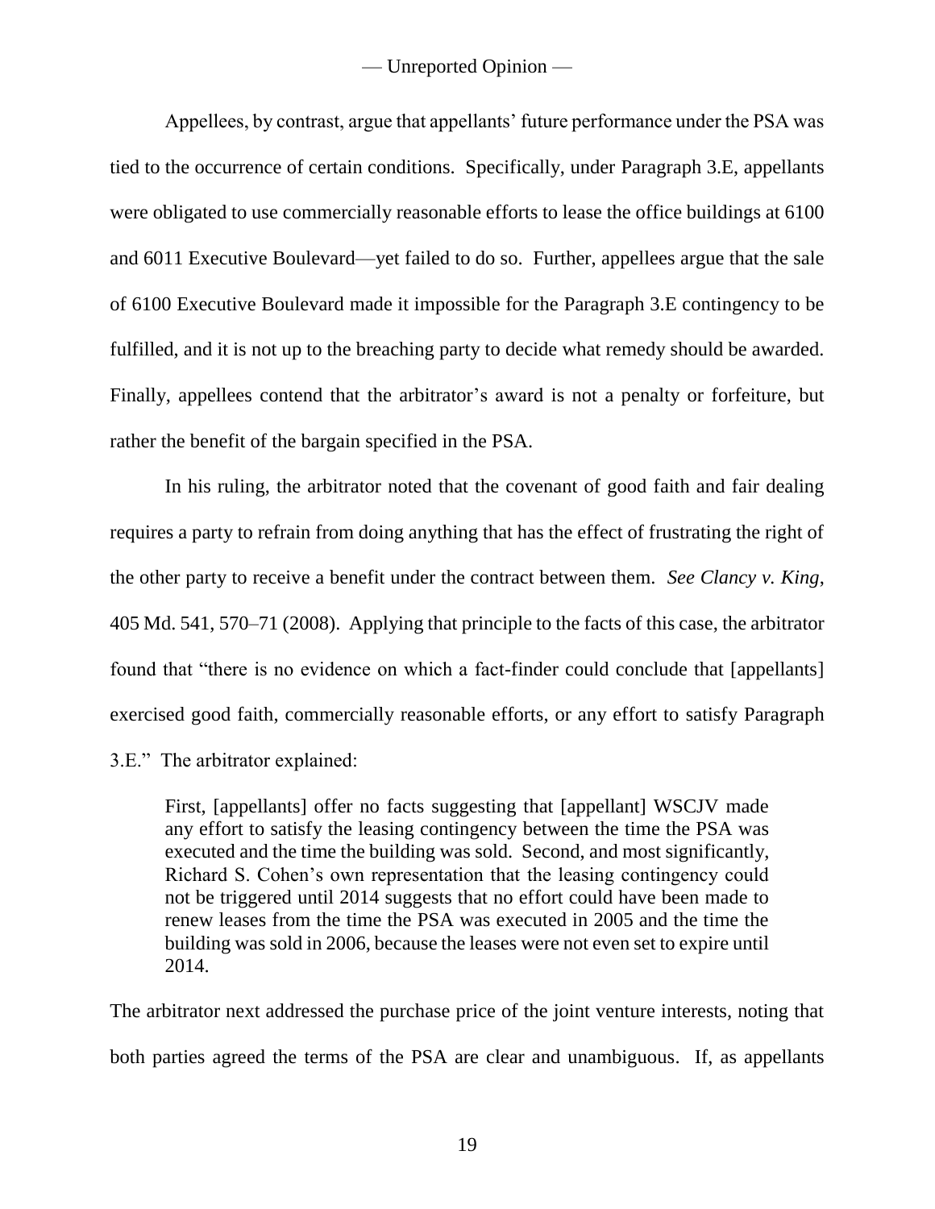Appellees, by contrast, argue that appellants' future performance under the PSA was tied to the occurrence of certain conditions. Specifically, under Paragraph 3.E, appellants were obligated to use commercially reasonable efforts to lease the office buildings at 6100 and 6011 Executive Boulevard—yet failed to do so. Further, appellees argue that the sale of 6100 Executive Boulevard made it impossible for the Paragraph 3.E contingency to be fulfilled, and it is not up to the breaching party to decide what remedy should be awarded. Finally, appellees contend that the arbitrator's award is not a penalty or forfeiture, but rather the benefit of the bargain specified in the PSA.

In his ruling, the arbitrator noted that the covenant of good faith and fair dealing requires a party to refrain from doing anything that has the effect of frustrating the right of the other party to receive a benefit under the contract between them. *See Clancy v. King*, 405 Md. 541, 570–71 (2008). Applying that principle to the facts of this case, the arbitrator found that "there is no evidence on which a fact-finder could conclude that [appellants] exercised good faith, commercially reasonable efforts, or any effort to satisfy Paragraph 3.E." The arbitrator explained:

> First, [appellants] offer no facts suggesting that [appellant] WSCJV made any effort to satisfy the leasing contingency between the time the PSA was executed and the time the building was sold. Second, and most significantly, Richard S. Cohen's own representation that the leasing contingency could not be triggered until 2014 suggests that no effort could have been made to renew leases from the time the PSA was executed in 2005 and the time the building was sold in 2006, because the leases were not even set to expire until 2014.

The arbitrator next addressed the purchase price of the joint venture interests, noting that both parties agreed the terms of the PSA are clear and unambiguous. If, as appellants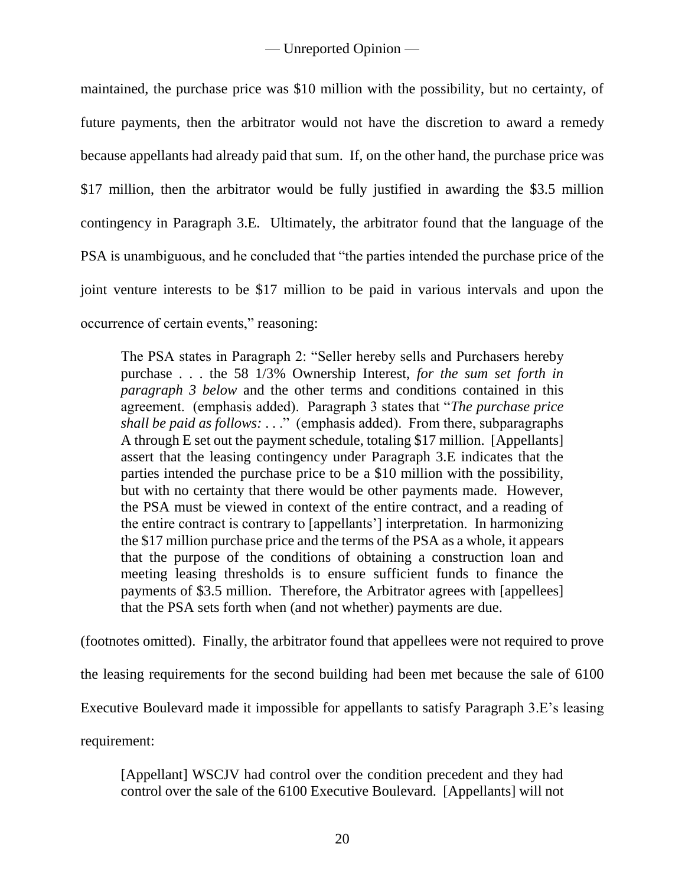maintained, the purchase price was \$10 million with the possibility, but no certainty, of future payments, then the arbitrator would not have the discretion to award a remedy because appellants had already paid that sum. If, on the other hand, the purchase price was \$17 million, then the arbitrator would be fully justified in awarding the \$3.5 million contingency in Paragraph 3.E. Ultimately, the arbitrator found that the language of the PSA is unambiguous, and he concluded that "the parties intended the purchase price of the joint venture interests to be \$17 million to be paid in various intervals and upon the occurrence of certain events," reasoning:

> The PSA states in Paragraph 2: "Seller hereby sells and Purchasers hereby purchase . . . the 58 1/3% Ownership Interest, *for the sum set forth in paragraph 3 below* and the other terms and conditions contained in this agreement. (emphasis added). Paragraph 3 states that "*The purchase price shall be paid as follows:* . . ." (emphasis added). From there, subparagraphs A through E set out the payment schedule, totaling \$17 million. [Appellants] assert that the leasing contingency under Paragraph 3.E indicates that the parties intended the purchase price to be a \$10 million with the possibility, but with no certainty that there would be other payments made. However, the PSA must be viewed in context of the entire contract, and a reading of the entire contract is contrary to [appellants'] interpretation. In harmonizing the \$17 million purchase price and the terms of the PSA as a whole, it appears that the purpose of the conditions of obtaining a construction loan and meeting leasing thresholds is to ensure sufficient funds to finance the payments of \$3.5 million. Therefore, the Arbitrator agrees with [appellees] that the PSA sets forth when (and not whether) payments are due.

(footnotes omitted). Finally, the arbitrator found that appellees were not required to prove the leasing requirements for the second building had been met because the sale of 6100 Executive Boulevard made it impossible for appellants to satisfy Paragraph 3.E's leasing requirement:

> [Appellant] WSCJV had control over the condition precedent and they had control over the sale of the 6100 Executive Boulevard. [Appellants] will not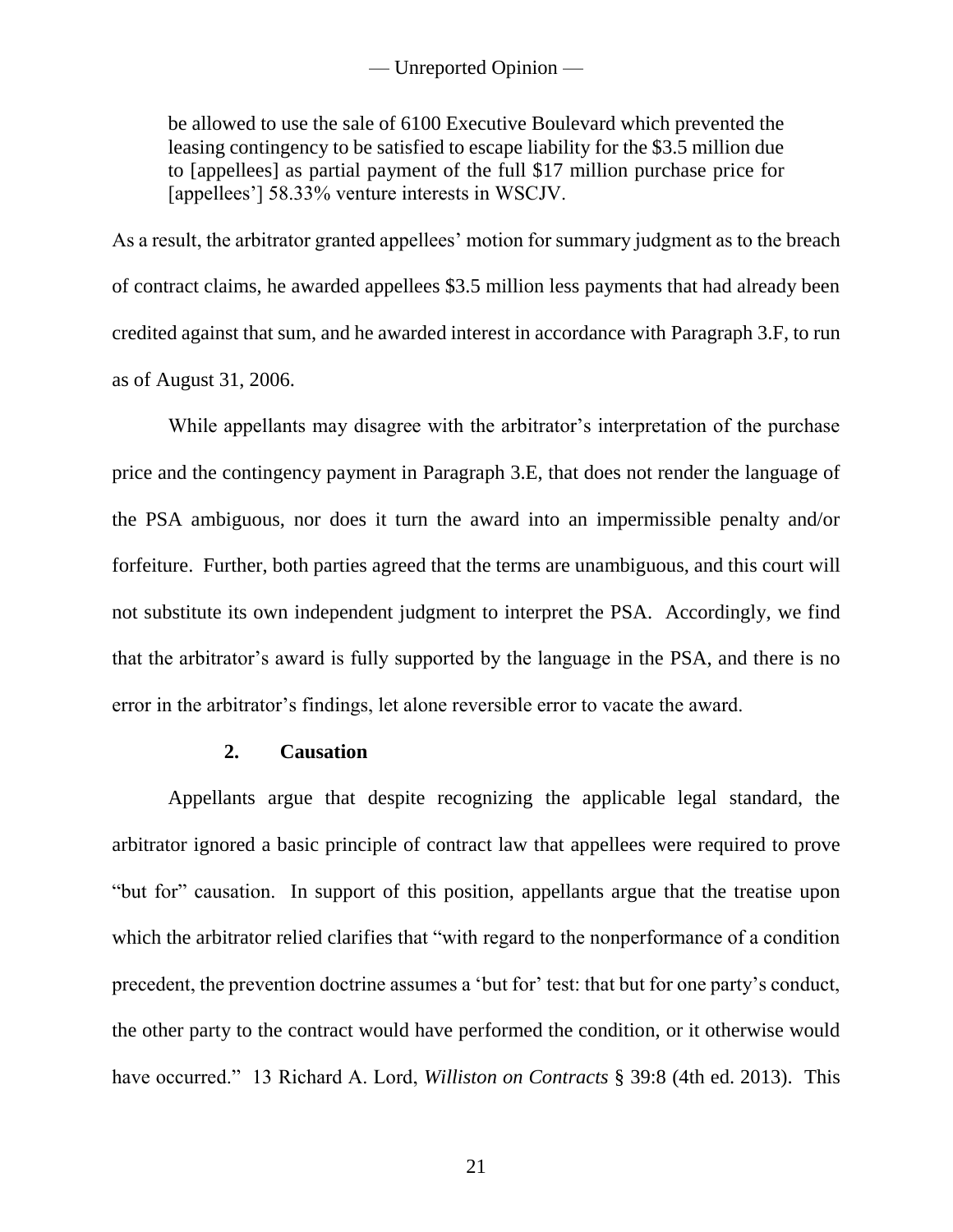> be allowed to use the sale of 6100 Executive Boulevard which prevented the leasing contingency to be satisfied to escape liability for the $3.5 million due to [appellees] as partial payment of the full $17 million purchase price for [appellees'] 58.33% venture interests in WSCJV.

As a result, the arbitrator granted appellees' motion for summary judgment as to the breach of contract claims, he awarded appellees $3.5 million less payments that had already been credited against that sum, and he awarded interest in accordance with Paragraph 3.F, to run as of August 31, 2006.

While appellants may disagree with the arbitrator's interpretation of the purchase price and the contingency payment in Paragraph 3.E, that does not render the language of the PSA ambiguous, nor does it turn the award into an impermissible penalty and/or forfeiture. Further, both parties agreed that the terms are unambiguous, and this court will not substitute its own independent judgment to interpret the PSA. Accordingly, we find that the arbitrator's award is fully supported by the language in the PSA, and there is no error in the arbitrator's findings, let alone reversible error to vacate the award.

### 2. Causation

Appellants argue that despite recognizing the applicable legal standard, the arbitrator ignored a basic principle of contract law that appellees were required to prove "but for" causation. In support of this position, appellants argue that the treatise upon which the arbitrator relied clarifies that "with regard to the nonperformance of a condition precedent, the prevention doctrine assumes a 'but for' test: that but for one party's conduct, the other party to the contract would have performed the condition, or it otherwise would have occurred." 13 Richard A. Lord, *Williston on Contracts* § 39:8 (4th ed. 2013). This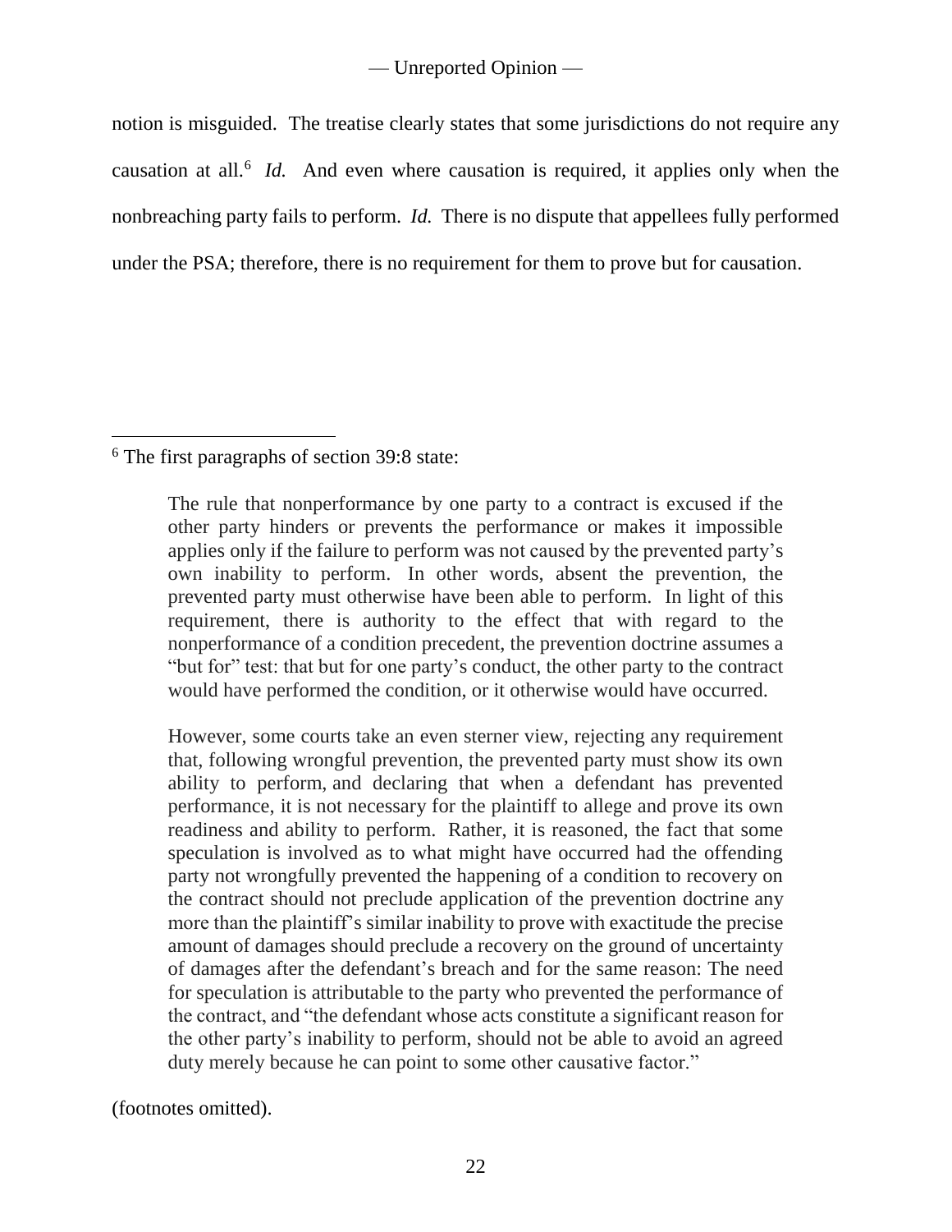notion is misguided. The treatise clearly states that some jurisdictions do not require any causation at all.[6] *Id.* And even where causation is required, it applies only when the nonbreaching party fails to perform. *Id.* There is no dispute that appellees fully performed under the PSA; therefore, there is no requirement for them to prove but for causation.

---

[6] The first paragraphs of section 39:8 state:

> The rule that nonperformance by one party to a contract is excused if the other party hinders or prevents the performance or makes it impossible applies only if the failure to perform was not caused by the prevented party's own inability to perform. In other words, absent the prevention, the prevented party must otherwise have been able to perform. In light of this requirement, there is authority to the effect that with regard to the nonperformance of a condition precedent, the prevention doctrine assumes a "but for" test: that but for one party's conduct, the other party to the contract would have performed the condition, or it otherwise would have occurred.
>
> However, some courts take an even sterner view, rejecting any requirement that, following wrongful prevention, the prevented party must show its own ability to perform, and declaring that when a defendant has prevented performance, it is not necessary for the plaintiff to allege and prove its own readiness and ability to perform. Rather, it is reasoned, the fact that some speculation is involved as to what might have occurred had the offending party not wrongfully prevented the happening of a condition to recovery on the contract should not preclude application of the prevention doctrine any more than the plaintiff's similar inability to prove with exactitude the precise amount of damages should preclude a recovery on the ground of uncertainty of damages after the defendant's breach and for the same reason: The need for speculation is attributable to the party who prevented the performance of the contract, and "the defendant whose acts constitute a significant reason for the other party's inability to perform, should not be able to avoid an agreed duty merely because he can point to some other causative factor."

(footnotes omitted).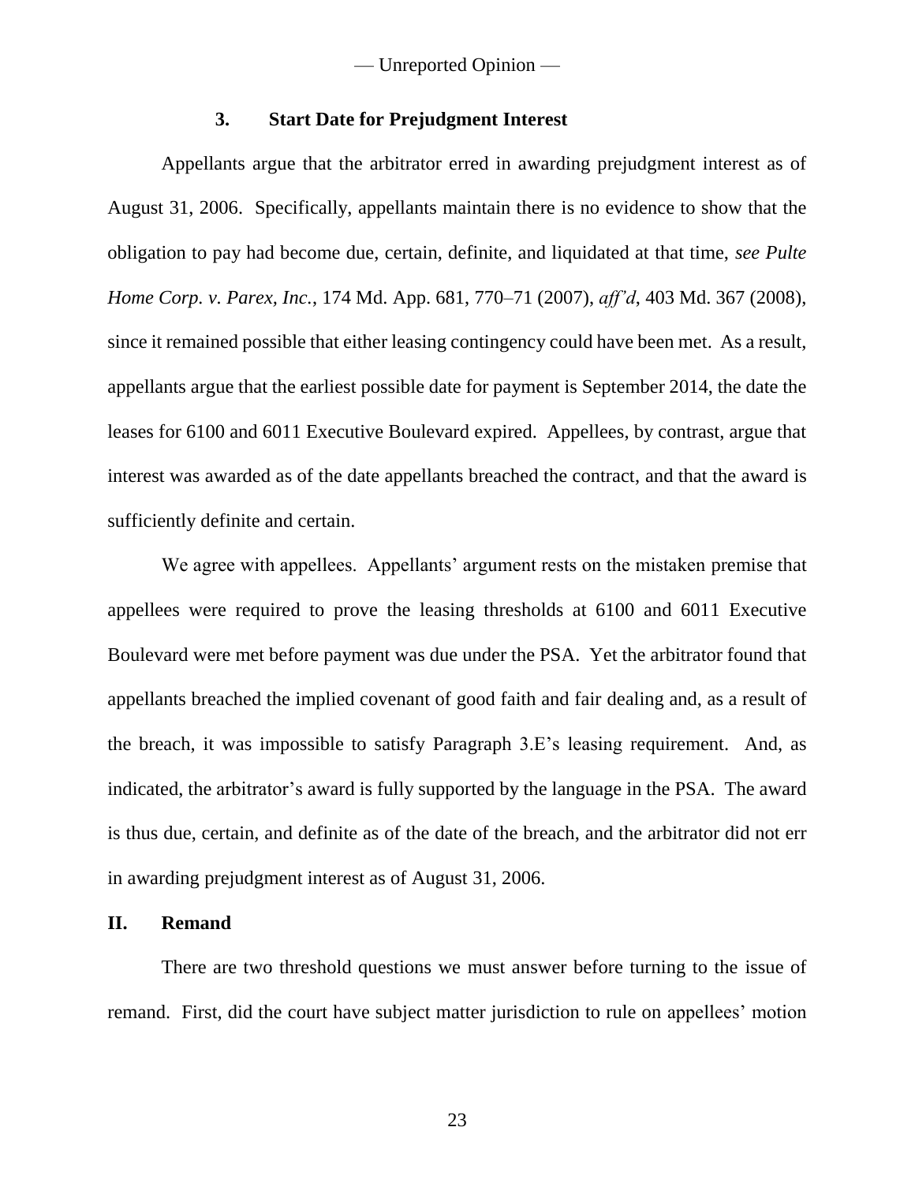### 3. Start Date for Prejudgment Interest

Appellants argue that the arbitrator erred in awarding prejudgment interest as of August 31, 2006. Specifically, appellants maintain there is no evidence to show that the obligation to pay had become due, certain, definite, and liquidated at that time, *see Pulte Home Corp. v. Parex, Inc.*, 174 Md. App. 681, 770–71 (2007), *aff'd*, 403 Md. 367 (2008), since it remained possible that either leasing contingency could have been met. As a result, appellants argue that the earliest possible date for payment is September 2014, the date the leases for 6100 and 6011 Executive Boulevard expired. Appellees, by contrast, argue that interest was awarded as of the date appellants breached the contract, and that the award is sufficiently definite and certain.

We agree with appellees. Appellants' argument rests on the mistaken premise that appellees were required to prove the leasing thresholds at 6100 and 6011 Executive Boulevard were met before payment was due under the PSA. Yet the arbitrator found that appellants breached the implied covenant of good faith and fair dealing and, as a result of the breach, it was impossible to satisfy Paragraph 3.E's leasing requirement. And, as indicated, the arbitrator's award is fully supported by the language in the PSA. The award is thus due, certain, and definite as of the date of the breach, and the arbitrator did not err in awarding prejudgment interest as of August 31, 2006.

## II. Remand

There are two threshold questions we must answer before turning to the issue of remand. First, did the court have subject matter jurisdiction to rule on appellees' motion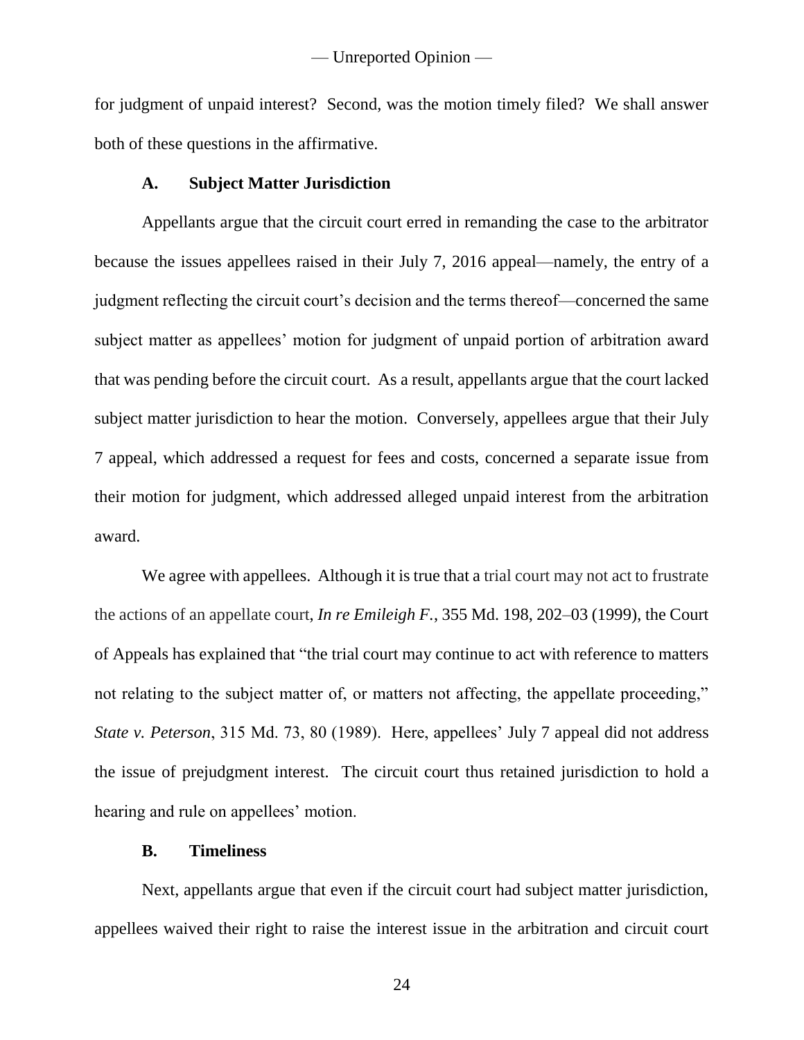for judgment of unpaid interest? Second, was the motion timely filed? We shall answer both of these questions in the affirmative.

### A. Subject Matter Jurisdiction

Appellants argue that the circuit court erred in remanding the case to the arbitrator because the issues appellees raised in their July 7, 2016 appeal—namely, the entry of a judgment reflecting the circuit court's decision and the terms thereof—concerned the same subject matter as appellees' motion for judgment of unpaid portion of arbitration award that was pending before the circuit court. As a result, appellants argue that the court lacked subject matter jurisdiction to hear the motion. Conversely, appellees argue that their July 7 appeal, which addressed a request for fees and costs, concerned a separate issue from their motion for judgment, which addressed alleged unpaid interest from the arbitration award.

We agree with appellees. Although it is true that a trial court may not act to frustrate the actions of an appellate court, *In re Emileigh F.*, 355 Md. 198, 202–03 (1999), the Court of Appeals has explained that "the trial court may continue to act with reference to matters not relating to the subject matter of, or matters not affecting, the appellate proceeding," *State v. Peterson*, 315 Md. 73, 80 (1989). Here, appellees' July 7 appeal did not address the issue of prejudgment interest. The circuit court thus retained jurisdiction to hold a hearing and rule on appellees' motion.

### B. Timeliness

Next, appellants argue that even if the circuit court had subject matter jurisdiction, appellees waived their right to raise the interest issue in the arbitration and circuit court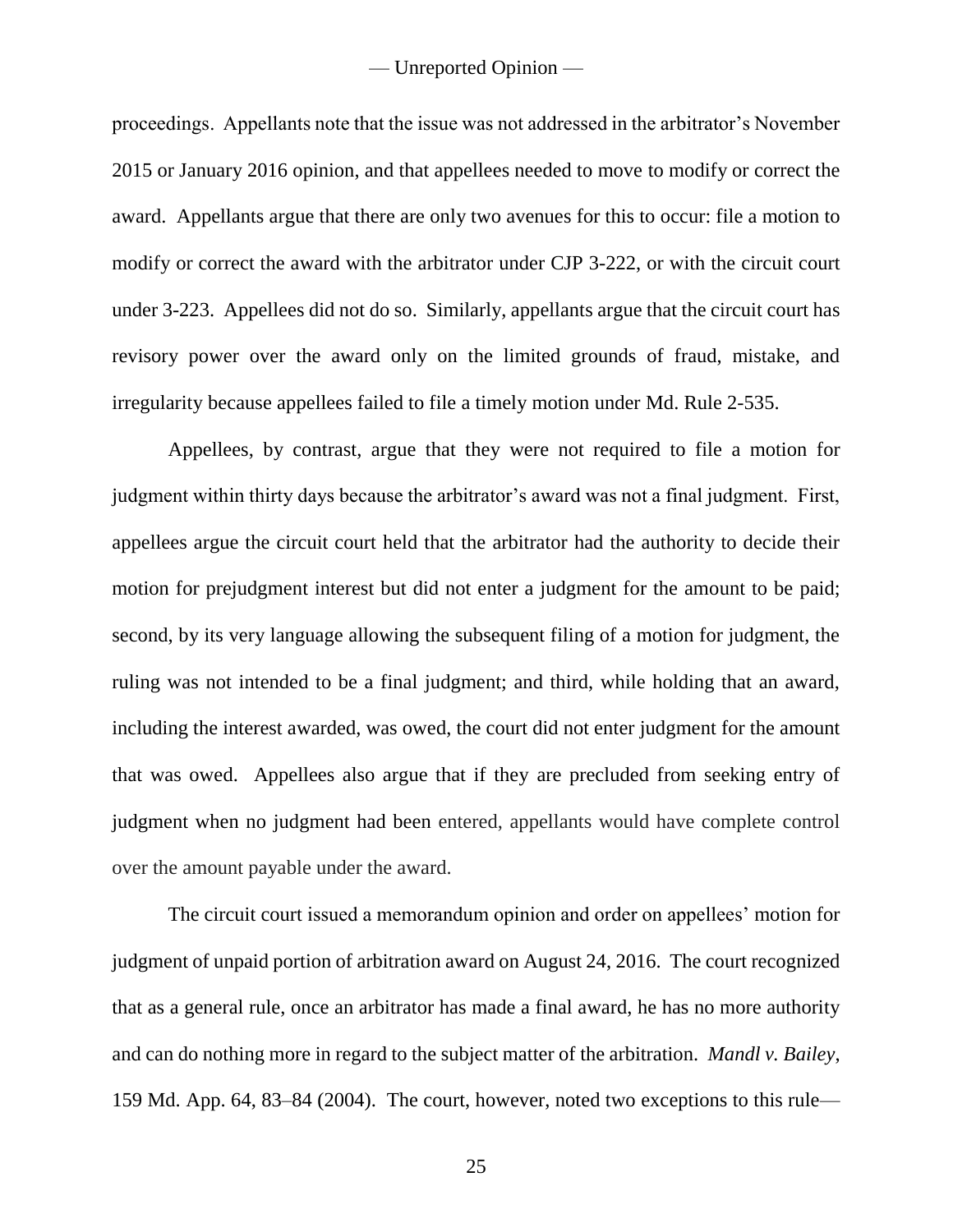proceedings. Appellants note that the issue was not addressed in the arbitrator's November 2015 or January 2016 opinion, and that appellees needed to move to modify or correct the award. Appellants argue that there are only two avenues for this to occur: file a motion to modify or correct the award with the arbitrator under CJP 3-222, or with the circuit court under 3-223. Appellees did not do so. Similarly, appellants argue that the circuit court has revisory power over the award only on the limited grounds of fraud, mistake, and irregularity because appellees failed to file a timely motion under Md. Rule 2-535.

Appellees, by contrast, argue that they were not required to file a motion for judgment within thirty days because the arbitrator's award was not a final judgment. First, appellees argue the circuit court held that the arbitrator had the authority to decide their motion for prejudgment interest but did not enter a judgment for the amount to be paid; second, by its very language allowing the subsequent filing of a motion for judgment, the ruling was not intended to be a final judgment; and third, while holding that an award, including the interest awarded, was owed, the court did not enter judgment for the amount that was owed. Appellees also argue that if they are precluded from seeking entry of judgment when no judgment had been entered, appellants would have complete control over the amount payable under the award.

The circuit court issued a memorandum opinion and order on appellees' motion for judgment of unpaid portion of arbitration award on August 24, 2016. The court recognized that as a general rule, once an arbitrator has made a final award, he has no more authority and can do nothing more in regard to the subject matter of the arbitration. *Mandl v. Bailey*, 159 Md. App. 64, 83–84 (2004). The court, however, noted two exceptions to this rule—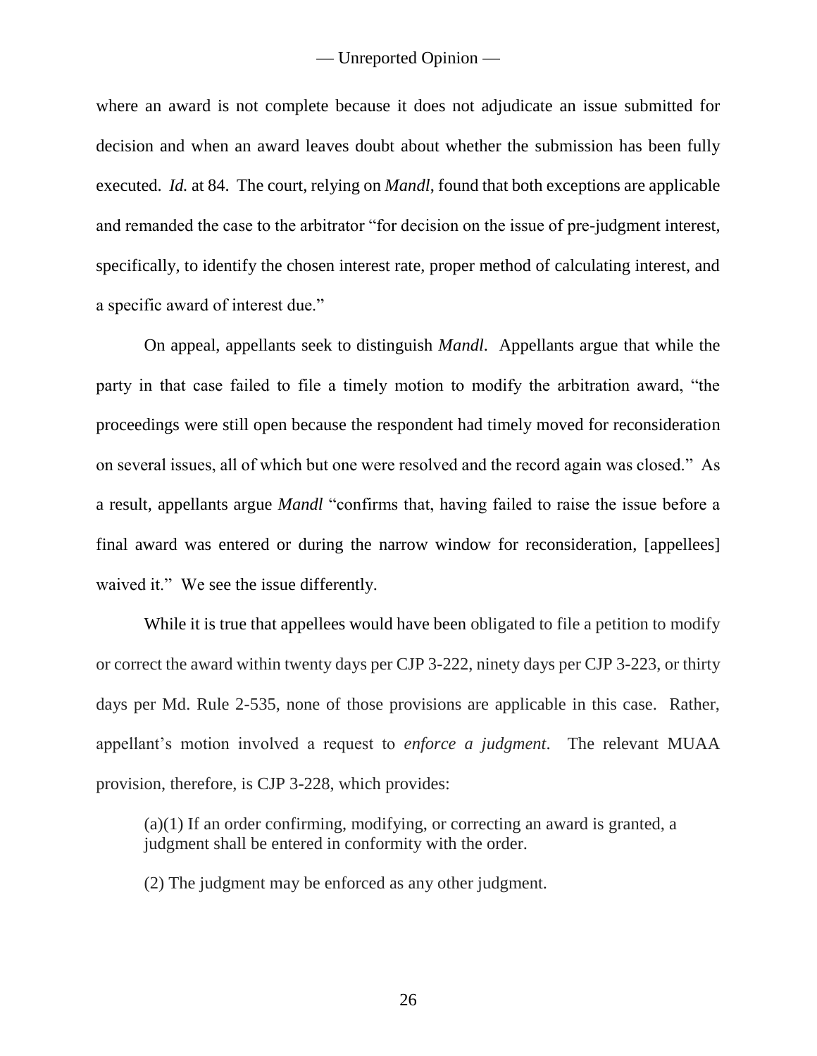where an award is not complete because it does not adjudicate an issue submitted for decision and when an award leaves doubt about whether the submission has been fully executed. *Id.* at 84. The court, relying on *Mandl*, found that both exceptions are applicable and remanded the case to the arbitrator "for decision on the issue of pre-judgment interest, specifically, to identify the chosen interest rate, proper method of calculating interest, and a specific award of interest due."

On appeal, appellants seek to distinguish *Mandl*. Appellants argue that while the party in that case failed to file a timely motion to modify the arbitration award, "the proceedings were still open because the respondent had timely moved for reconsideration on several issues, all of which but one were resolved and the record again was closed." As a result, appellants argue *Mandl* "confirms that, having failed to raise the issue before a final award was entered or during the narrow window for reconsideration, [appellees] waived it." We see the issue differently.

While it is true that appellees would have been obligated to file a petition to modify or correct the award within twenty days per CJP 3-222, ninety days per CJP 3-223, or thirty days per Md. Rule 2-535, none of those provisions are applicable in this case. Rather, appellant's motion involved a request to *enforce a judgment*. The relevant MUAA provision, therefore, is CJP 3-228, which provides:

> (a)(1) If an order confirming, modifying, or correcting an award is granted, a judgment shall be entered in conformity with the order.
>
> (2) The judgment may be enforced as any other judgment.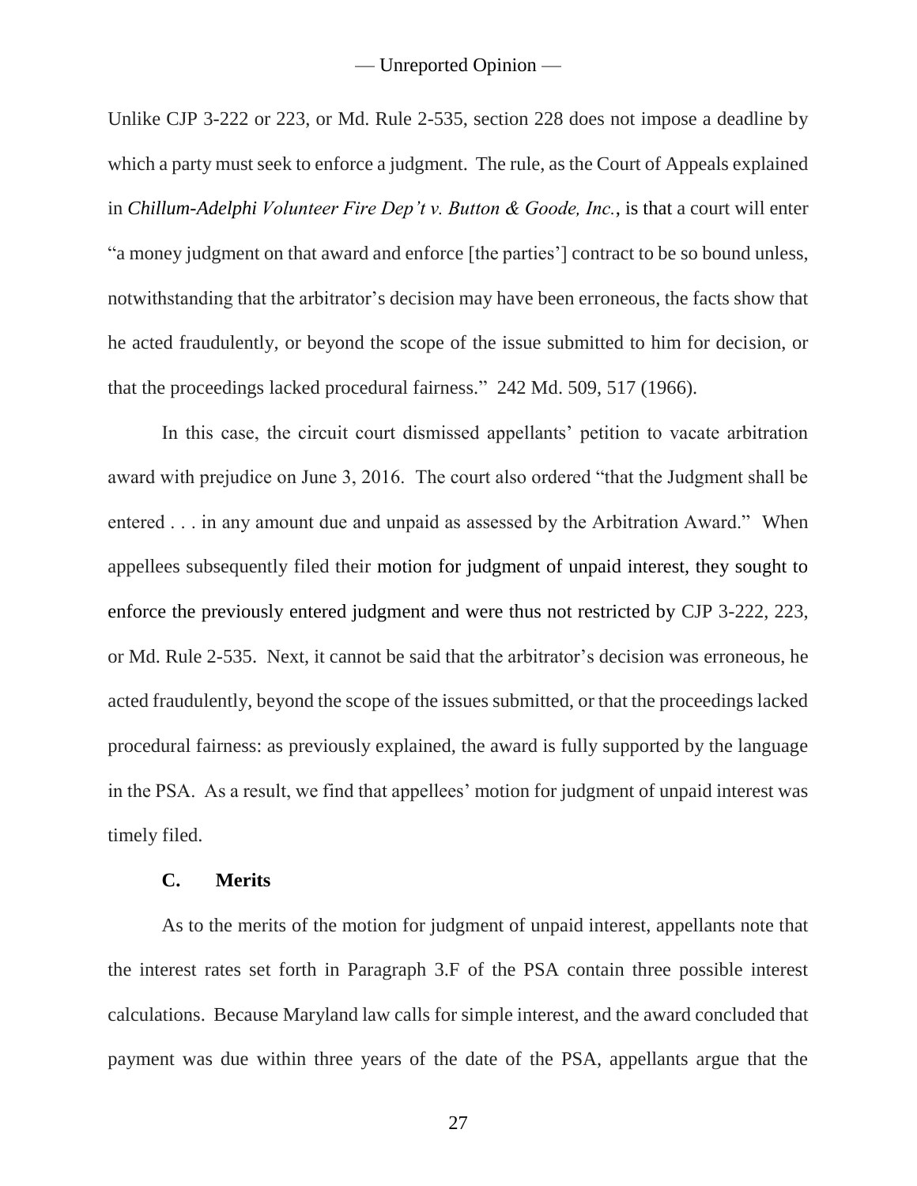Unlike CJP 3-222 or 223, or Md. Rule 2-535, section 228 does not impose a deadline by which a party must seek to enforce a judgment. The rule, as the Court of Appeals explained in *Chillum-Adelphi Volunteer Fire Dep't v. Button & Goode, Inc.*, is that a court will enter "a money judgment on that award and enforce [the parties'] contract to be so bound unless, notwithstanding that the arbitrator's decision may have been erroneous, the facts show that he acted fraudulently, or beyond the scope of the issue submitted to him for decision, or that the proceedings lacked procedural fairness." 242 Md. 509, 517 (1966).

In this case, the circuit court dismissed appellants' petition to vacate arbitration award with prejudice on June 3, 2016. The court also ordered "that the Judgment shall be entered . . . in any amount due and unpaid as assessed by the Arbitration Award." When appellees subsequently filed their motion for judgment of unpaid interest, they sought to enforce the previously entered judgment and were thus not restricted by CJP 3-222, 223, or Md. Rule 2-535. Next, it cannot be said that the arbitrator's decision was erroneous, he acted fraudulently, beyond the scope of the issues submitted, or that the proceedings lacked procedural fairness: as previously explained, the award is fully supported by the language in the PSA. As a result, we find that appellees' motion for judgment of unpaid interest was timely filed.

### C. Merits

As to the merits of the motion for judgment of unpaid interest, appellants note that the interest rates set forth in Paragraph 3.F of the PSA contain three possible interest calculations. Because Maryland law calls for simple interest, and the award concluded that payment was due within three years of the date of the PSA, appellants argue that the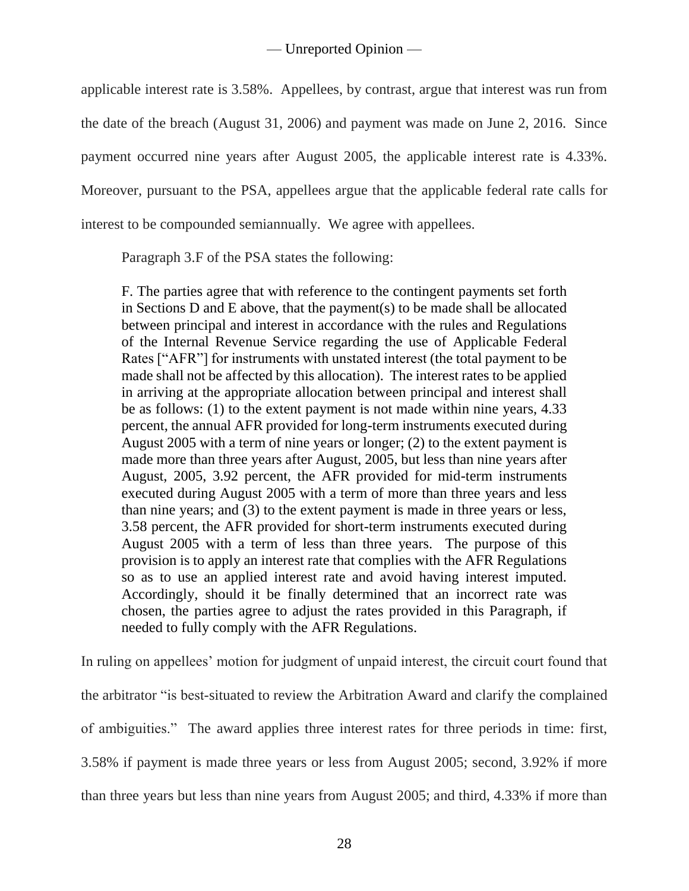applicable interest rate is 3.58%. Appellees, by contrast, argue that interest was run from the date of the breach (August 31, 2006) and payment was made on June 2, 2016. Since payment occurred nine years after August 2005, the applicable interest rate is 4.33%. Moreover, pursuant to the PSA, appellees argue that the applicable federal rate calls for interest to be compounded semiannually. We agree with appellees.

Paragraph 3.F of the PSA states the following:

> F. The parties agree that with reference to the contingent payments set forth in Sections D and E above, that the payment(s) to be made shall be allocated between principal and interest in accordance with the rules and Regulations of the Internal Revenue Service regarding the use of Applicable Federal Rates ["AFR"] for instruments with unstated interest (the total payment to be made shall not be affected by this allocation). The interest rates to be applied in arriving at the appropriate allocation between principal and interest shall be as follows: (1) to the extent payment is not made within nine years, 4.33 percent, the annual AFR provided for long-term instruments executed during August 2005 with a term of nine years or longer; (2) to the extent payment is made more than three years after August, 2005, but less than nine years after August, 2005, 3.92 percent, the AFR provided for mid-term instruments executed during August 2005 with a term of more than three years and less than nine years; and (3) to the extent payment is made in three years or less, 3.58 percent, the AFR provided for short-term instruments executed during August 2005 with a term of less than three years. The purpose of this provision is to apply an interest rate that complies with the AFR Regulations so as to use an applied interest rate and avoid having interest imputed. Accordingly, should it be finally determined that an incorrect rate was chosen, the parties agree to adjust the rates provided in this Paragraph, if needed to fully comply with the AFR Regulations.

In ruling on appellees' motion for judgment of unpaid interest, the circuit court found that the arbitrator "is best-situated to review the Arbitration Award and clarify the complained of ambiguities." The award applies three interest rates for three periods in time: first, 3.58% if payment is made three years or less from August 2005; second, 3.92% if more than three years but less than nine years from August 2005; and third, 4.33% if more than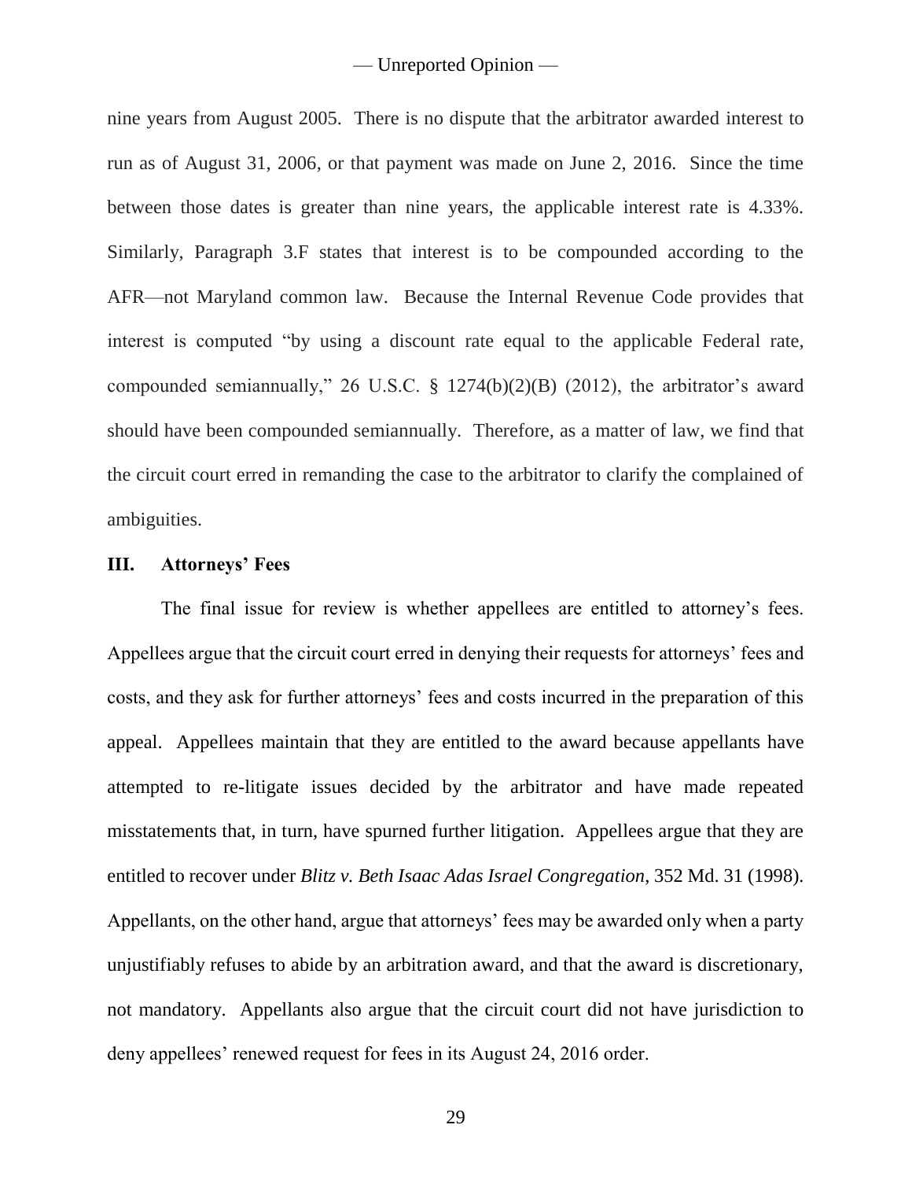nine years from August 2005. There is no dispute that the arbitrator awarded interest to run as of August 31, 2006, or that payment was made on June 2, 2016. Since the time between those dates is greater than nine years, the applicable interest rate is 4.33%. Similarly, Paragraph 3.F states that interest is to be compounded according to the AFR—not Maryland common law. Because the Internal Revenue Code provides that interest is computed "by using a discount rate equal to the applicable Federal rate, compounded semiannually," 26 U.S.C. § 1274(b)(2)(B) (2012), the arbitrator's award should have been compounded semiannually. Therefore, as a matter of law, we find that the circuit court erred in remanding the case to the arbitrator to clarify the complained of ambiguities.

## III. Attorneys' Fees

The final issue for review is whether appellees are entitled to attorney's fees. Appellees argue that the circuit court erred in denying their requests for attorneys' fees and costs, and they ask for further attorneys' fees and costs incurred in the preparation of this appeal. Appellees maintain that they are entitled to the award because appellants have attempted to re-litigate issues decided by the arbitrator and have made repeated misstatements that, in turn, have spurned further litigation. Appellees argue that they are entitled to recover under *Blitz v. Beth Isaac Adas Israel Congregation*, 352 Md. 31 (1998). Appellants, on the other hand, argue that attorneys' fees may be awarded only when a party unjustifiably refuses to abide by an arbitration award, and that the award is discretionary, not mandatory. Appellants also argue that the circuit court did not have jurisdiction to deny appellees' renewed request for fees in its August 24, 2016 order.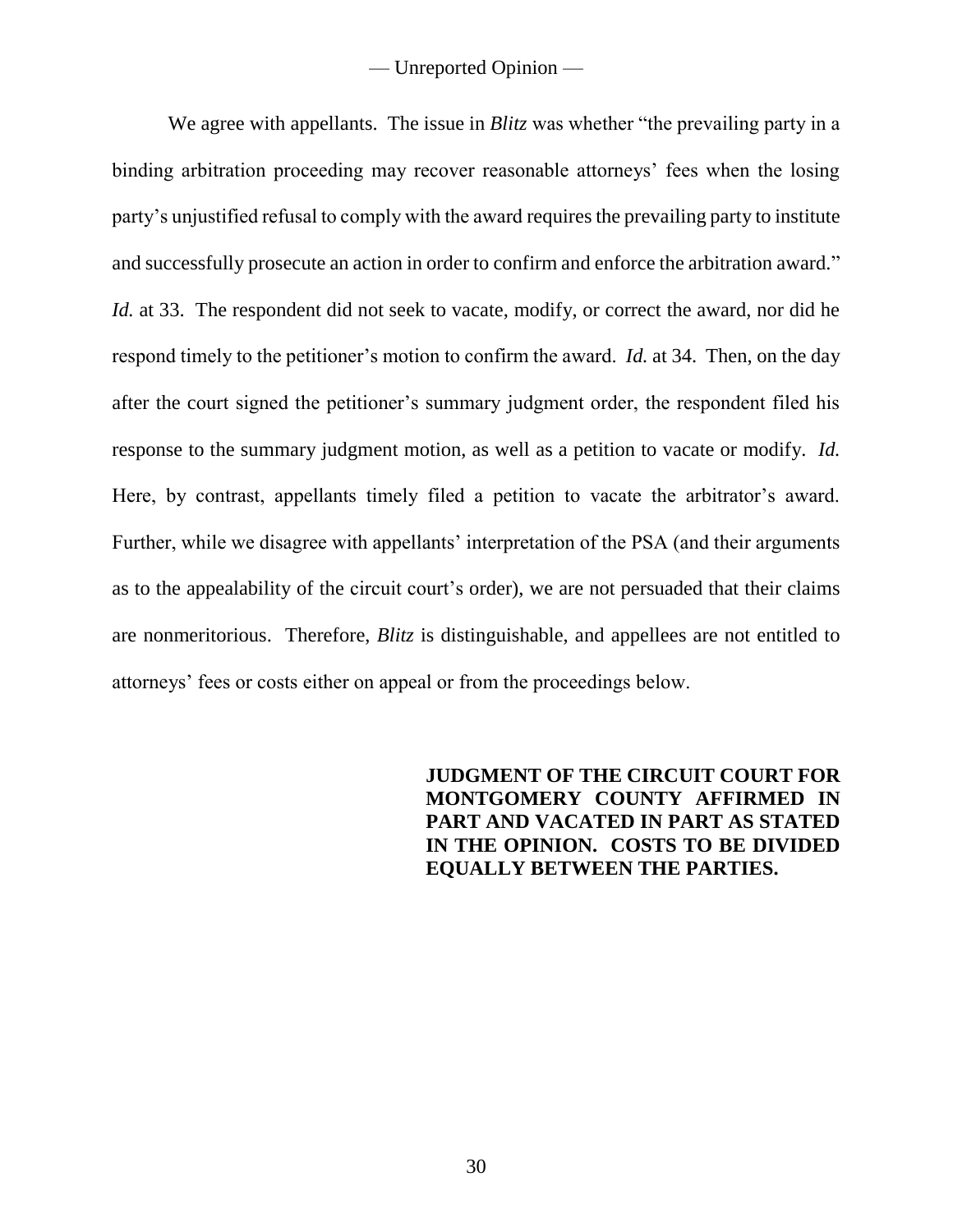We agree with appellants. The issue in *Blitz* was whether "the prevailing party in a binding arbitration proceeding may recover reasonable attorneys' fees when the losing party's unjustified refusal to comply with the award requires the prevailing party to institute and successfully prosecute an action in order to confirm and enforce the arbitration award." *Id.* at 33. The respondent did not seek to vacate, modify, or correct the award, nor did he respond timely to the petitioner's motion to confirm the award. *Id.* at 34. Then, on the day after the court signed the petitioner's summary judgment order, the respondent filed his response to the summary judgment motion, as well as a petition to vacate or modify. *Id.* Here, by contrast, appellants timely filed a petition to vacate the arbitrator's award. Further, while we disagree with appellants' interpretation of the PSA (and their arguments as to the appealability of the circuit court's order), we are not persuaded that their claims are nonmeritorious. Therefore, *Blitz* is distinguishable, and appellees are not entitled to attorneys' fees or costs either on appeal or from the proceedings below.

**JUDGMENT OF THE CIRCUIT COURT FOR MONTGOMERY COUNTY AFFIRMED IN PART AND VACATED IN PART AS STATED IN THE OPINION. COSTS TO BE DIVIDED EQUALLY BETWEEN THE PARTIES.**